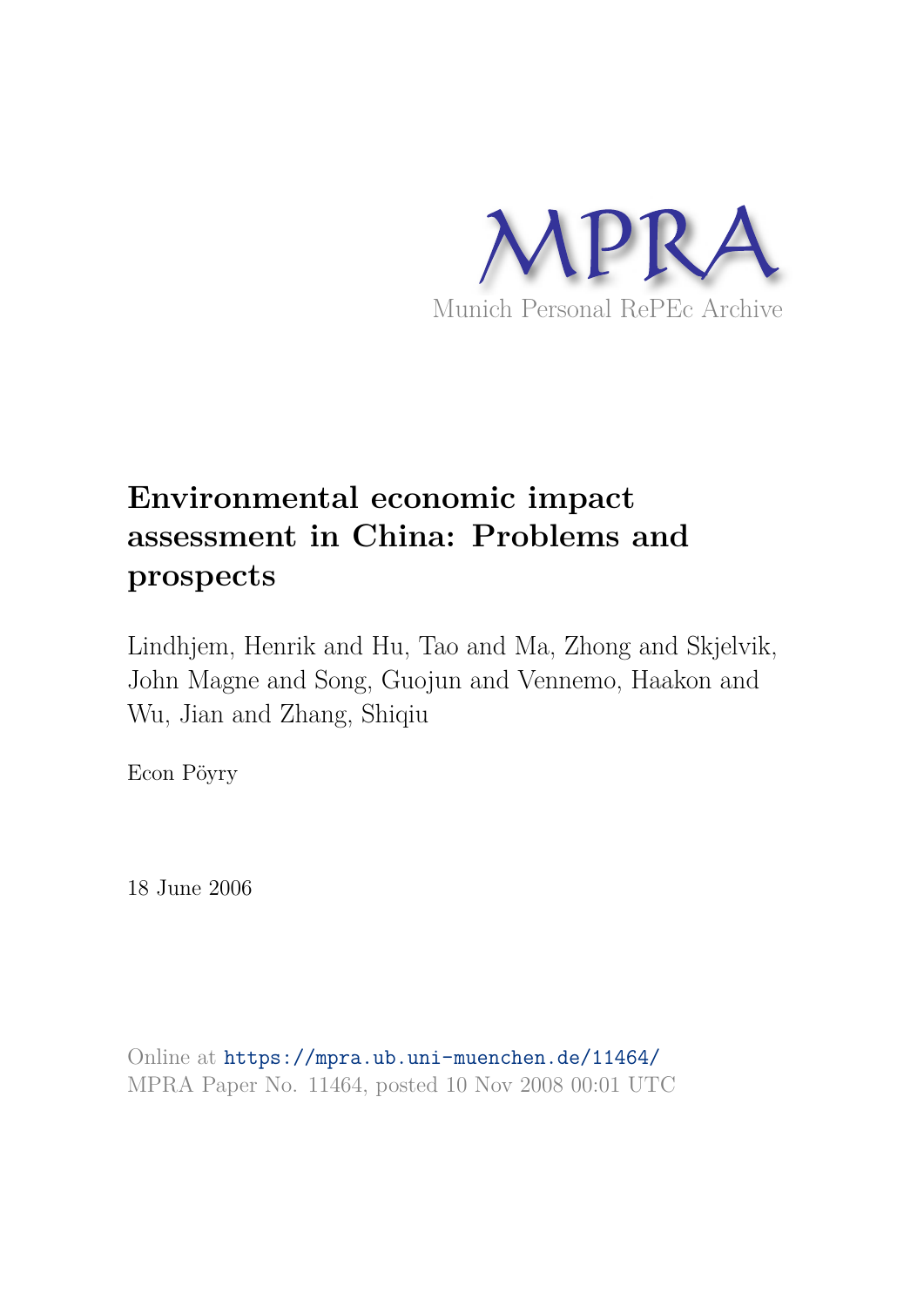MPRA

Munich Personal RePEc Archive

# Environmental economic impact assessment in China: Problems and prospects

Lindhjem, Henrik and Hu, Tao and Ma, Zhong and Skjelvik, John Magne and Song, Guojun and Vennemo, Haakon and Wu, Jian and Zhang, Shiqiu

Econ Pöyry

18 June 2006

Online at https://mpra.ub.uni-muenchen.de/11464/
MPRA Paper No. 11464, posted 10 Nov 2008 00:01 UTC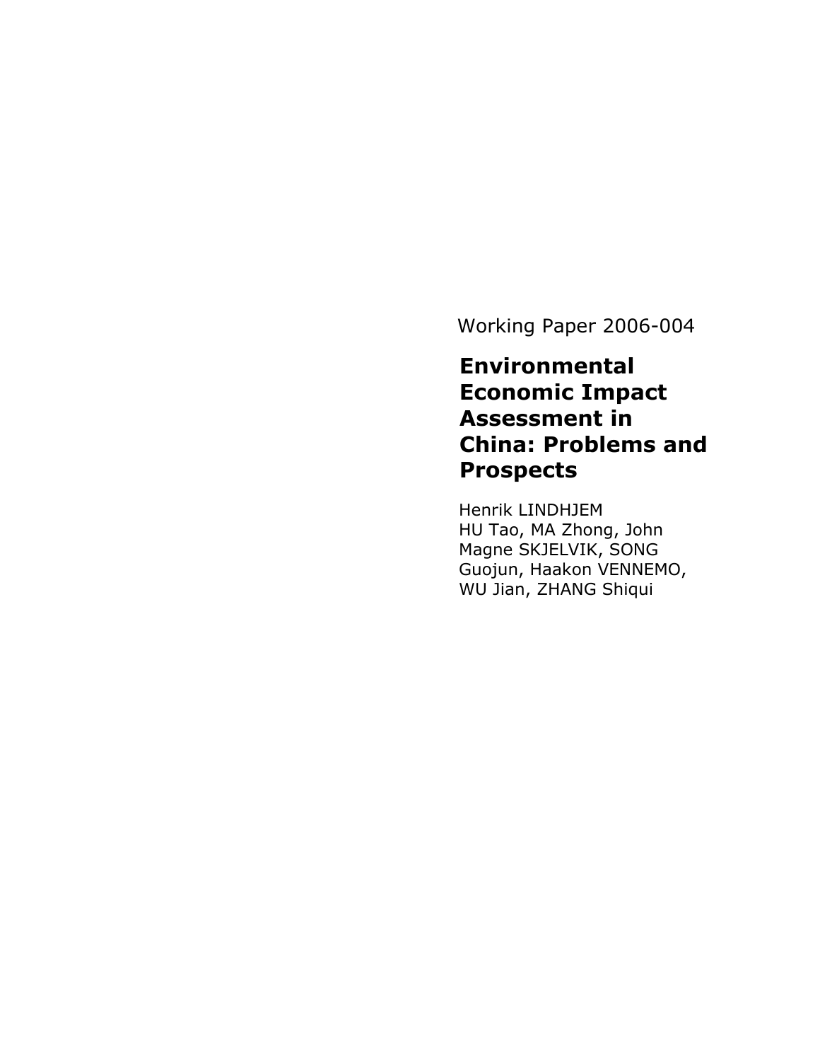Working Paper 2006-004

# Environmental Economic Impact Assessment in China: Problems and Prospects

Henrik LINDHJEM
HU Tao, MA Zhong, John Magne SKJELVIK, SONG Guojun, Haakon VENNEMO, WU Jian, ZHANG Shiqui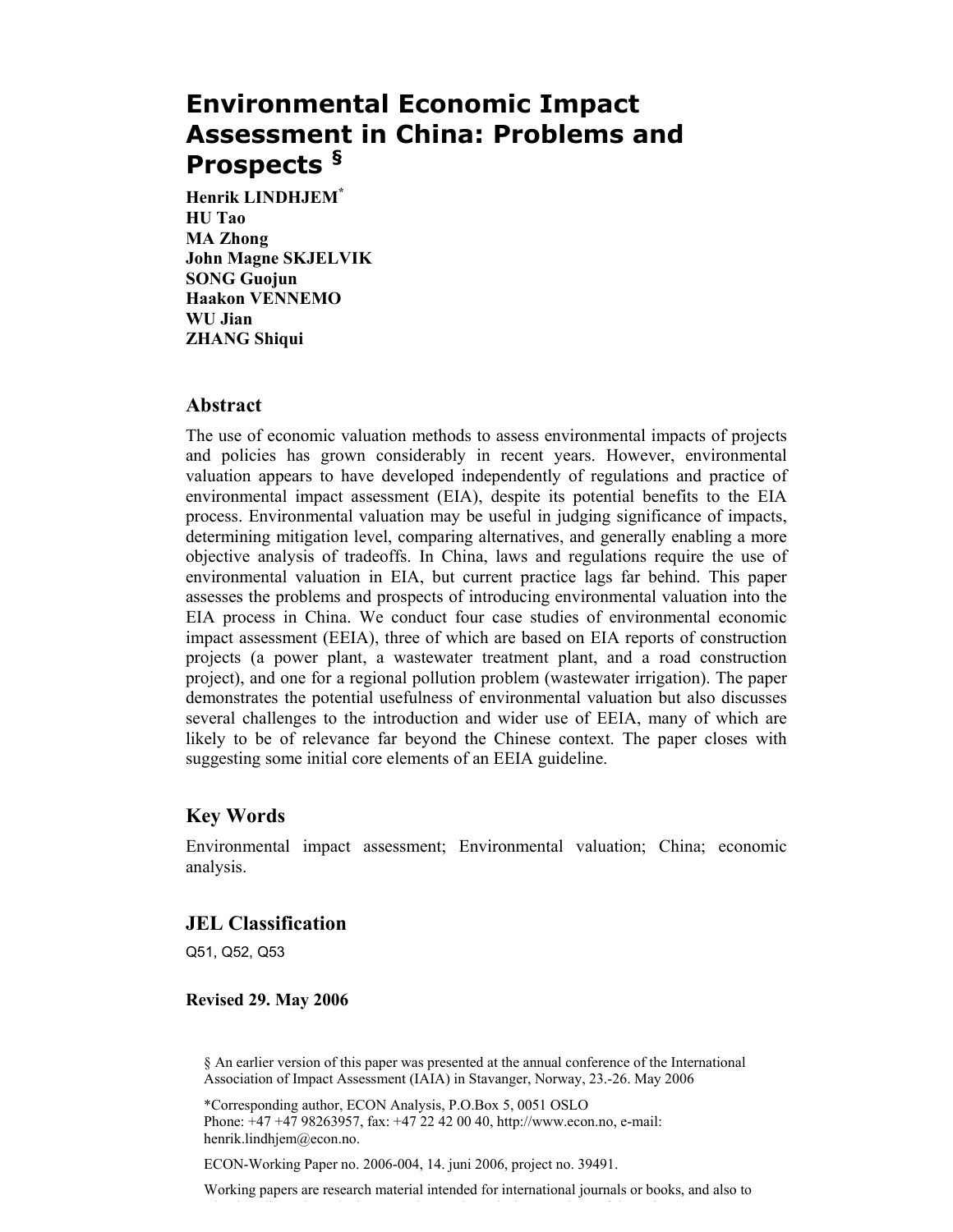# Environmental Economic Impact Assessment in China: Problems and Prospects §

**Henrik LINDHJEM***
**HU Tao**
**MA Zhong**
**John Magne SKJELVIK**
**SONG Guojun**
**Haakon VENNEMO**
**WU Jian**
**ZHANG Shiqui**

## Abstract

The use of economic valuation methods to assess environmental impacts of projects and policies has grown considerably in recent years. However, environmental valuation appears to have developed independently of regulations and practice of environmental impact assessment (EIA), despite its potential benefits to the EIA process. Environmental valuation may be useful in judging significance of impacts, determining mitigation level, comparing alternatives, and generally enabling a more objective analysis of tradeoffs. In China, laws and regulations require the use of environmental valuation in EIA, but current practice lags far behind. This paper assesses the problems and prospects of introducing environmental valuation into the EIA process in China. We conduct four case studies of environmental economic impact assessment (EEIA), three of which are based on EIA reports of construction projects (a power plant, a wastewater treatment plant, and a road construction project), and one for a regional pollution problem (wastewater irrigation). The paper demonstrates the potential usefulness of environmental valuation but also discusses several challenges to the introduction and wider use of EEIA, many of which are likely to be of relevance far beyond the Chinese context. The paper closes with suggesting some initial core elements of an EEIA guideline.

## Key Words

Environmental impact assessment; Environmental valuation; China; economic analysis.

## JEL Classification

Q51, Q52, Q53

**Revised 29. May 2006**

§ An earlier version of this paper was presented at the annual conference of the International Association of Impact Assessment (IAIA) in Stavanger, Norway, 23.-26. May 2006

*Corresponding author, ECON Analysis, P.O.Box 5, 0051 OSLO
Phone: +47 +47 98263957, fax: +47 22 42 00 40, http://www.econ.no, e-mail: henrik.lindhjem@econ.no.

ECON-Working Paper no. 2006-004, 14. juni 2006, project no. 39491.

Working papers are research material intended for international journals or books, and also to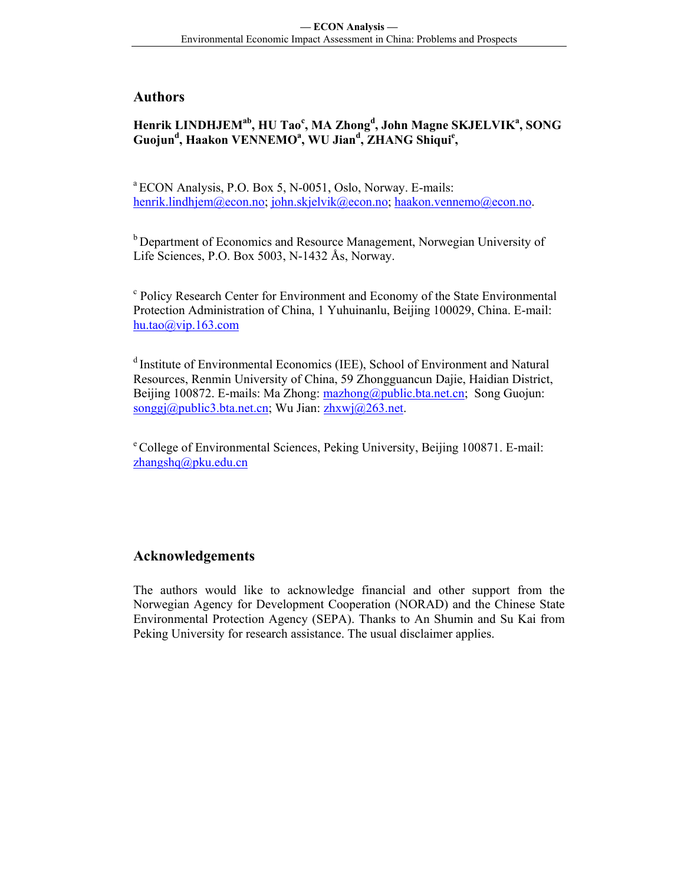## Authors

**Henrik LINDHJEM[ab], HU Tao[c], MA Zhong[d], John Magne SKJELVIK[a], SONG Guojun[d], Haakon VENNEMO[a], WU Jian[d], ZHANG Shiqui[e],**

[a] ECON Analysis, P.O. Box 5, N-0051, Oslo, Norway. E-mails: henrik.lindhjem@econ.no; john.skjelvik@econ.no; haakon.vennemo@econ.no.

[b] Department of Economics and Resource Management, Norwegian University of Life Sciences, P.O. Box 5003, N-1432 Ås, Norway.

[c] Policy Research Center for Environment and Economy of the State Environmental Protection Administration of China, 1 Yuhuinanlu, Beijing 100029, China. E-mail: hu.tao@vip.163.com

[d] Institute of Environmental Economics (IEE), School of Environment and Natural Resources, Renmin University of China, 59 Zhongguancun Dajie, Haidian District, Beijing 100872. E-mails: Ma Zhong: mazhong@public.bta.net.cn; Song Guojun: songgj@public3.bta.net.cn; Wu Jian: zhxwj@263.net.

[e] College of Environmental Sciences, Peking University, Beijing 100871. E-mail: zhangshq@pku.edu.cn

## Acknowledgements

The authors would like to acknowledge financial and other support from the Norwegian Agency for Development Cooperation (NORAD) and the Chinese State Environmental Protection Agency (SEPA). Thanks to An Shumin and Su Kai from Peking University for research assistance. The usual disclaimer applies.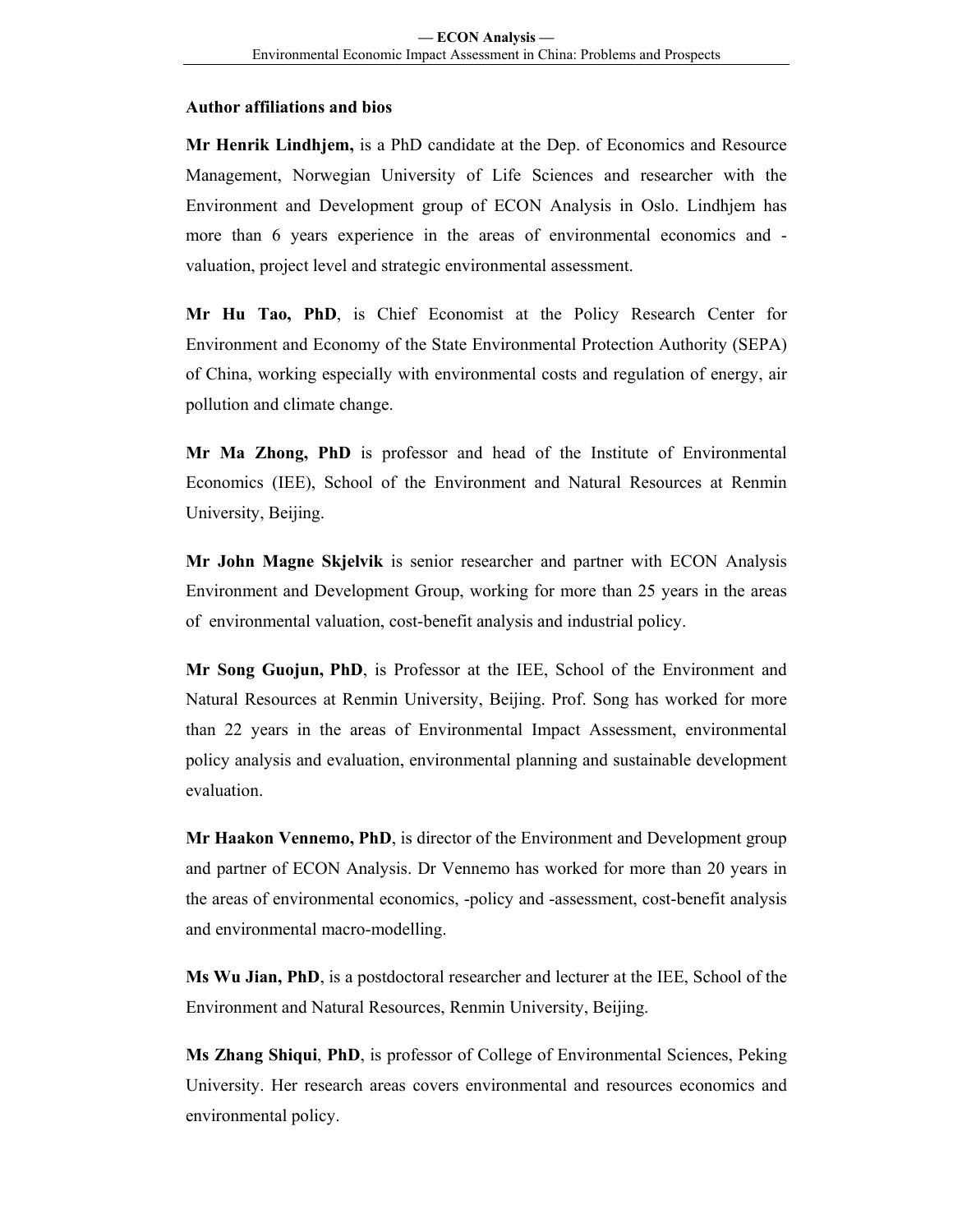**Author affiliations and bios**

**Mr Henrik Lindhjem,** is a PhD candidate at the Dep. of Economics and Resource Management, Norwegian University of Life Sciences and researcher with the Environment and Development group of ECON Analysis in Oslo. Lindhjem has more than 6 years experience in the areas of environmental economics and -valuation, project level and strategic environmental assessment.

**Mr Hu Tao, PhD**, is Chief Economist at the Policy Research Center for Environment and Economy of the State Environmental Protection Authority (SEPA) of China, working especially with environmental costs and regulation of energy, air pollution and climate change.

**Mr Ma Zhong, PhD** is professor and head of the Institute of Environmental Economics (IEE), School of the Environment and Natural Resources at Renmin University, Beijing.

**Mr John Magne Skjelvik** is senior researcher and partner with ECON Analysis Environment and Development Group, working for more than 25 years in the areas of environmental valuation, cost-benefit analysis and industrial policy.

**Mr Song Guojun, PhD**, is Professor at the IEE, School of the Environment and Natural Resources at Renmin University, Beijing. Prof. Song has worked for more than 22 years in the areas of Environmental Impact Assessment, environmental policy analysis and evaluation, environmental planning and sustainable development evaluation.

**Mr Haakon Vennemo, PhD**, is director of the Environment and Development group and partner of ECON Analysis. Dr Vennemo has worked for more than 20 years in the areas of environmental economics, -policy and -assessment, cost-benefit analysis and environmental macro-modelling.

**Ms Wu Jian, PhD**, is a postdoctoral researcher and lecturer at the IEE, School of the Environment and Natural Resources, Renmin University, Beijing.

**Ms Zhang Shiqui**, **PhD**, is professor of College of Environmental Sciences, Peking University. Her research areas covers environmental and resources economics and environmental policy.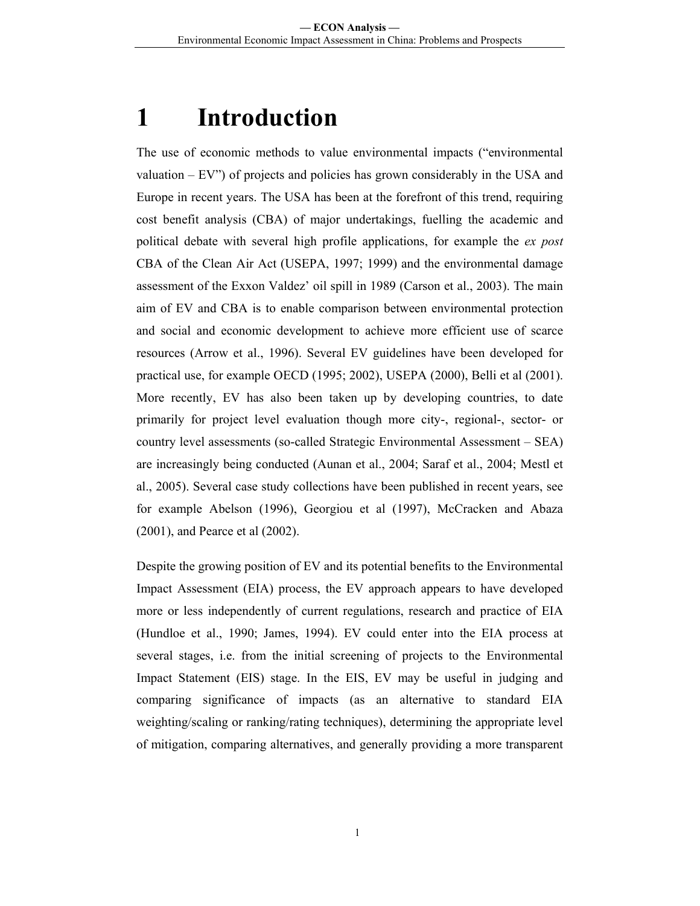# 1 Introduction

The use of economic methods to value environmental impacts ("environmental valuation – EV") of projects and policies has grown considerably in the USA and Europe in recent years. The USA has been at the forefront of this trend, requiring cost benefit analysis (CBA) of major undertakings, fuelling the academic and political debate with several high profile applications, for example the *ex post* CBA of the Clean Air Act (USEPA, 1997; 1999) and the environmental damage assessment of the Exxon Valdez' oil spill in 1989 (Carson et al., 2003). The main aim of EV and CBA is to enable comparison between environmental protection and social and economic development to achieve more efficient use of scarce resources (Arrow et al., 1996). Several EV guidelines have been developed for practical use, for example OECD (1995; 2002), USEPA (2000), Belli et al (2001). More recently, EV has also been taken up by developing countries, to date primarily for project level evaluation though more city-, regional-, sector- or country level assessments (so-called Strategic Environmental Assessment – SEA) are increasingly being conducted (Aunan et al., 2004; Saraf et al., 2004; Mestl et al., 2005). Several case study collections have been published in recent years, see for example Abelson (1996), Georgiou et al (1997), McCracken and Abaza (2001), and Pearce et al (2002).

Despite the growing position of EV and its potential benefits to the Environmental Impact Assessment (EIA) process, the EV approach appears to have developed more or less independently of current regulations, research and practice of EIA (Hundloe et al., 1990; James, 1994). EV could enter into the EIA process at several stages, i.e. from the initial screening of projects to the Environmental Impact Statement (EIS) stage. In the EIS, EV may be useful in judging and comparing significance of impacts (as an alternative to standard EIA weighting/scaling or ranking/rating techniques), determining the appropriate level of mitigation, comparing alternatives, and generally providing a more transparent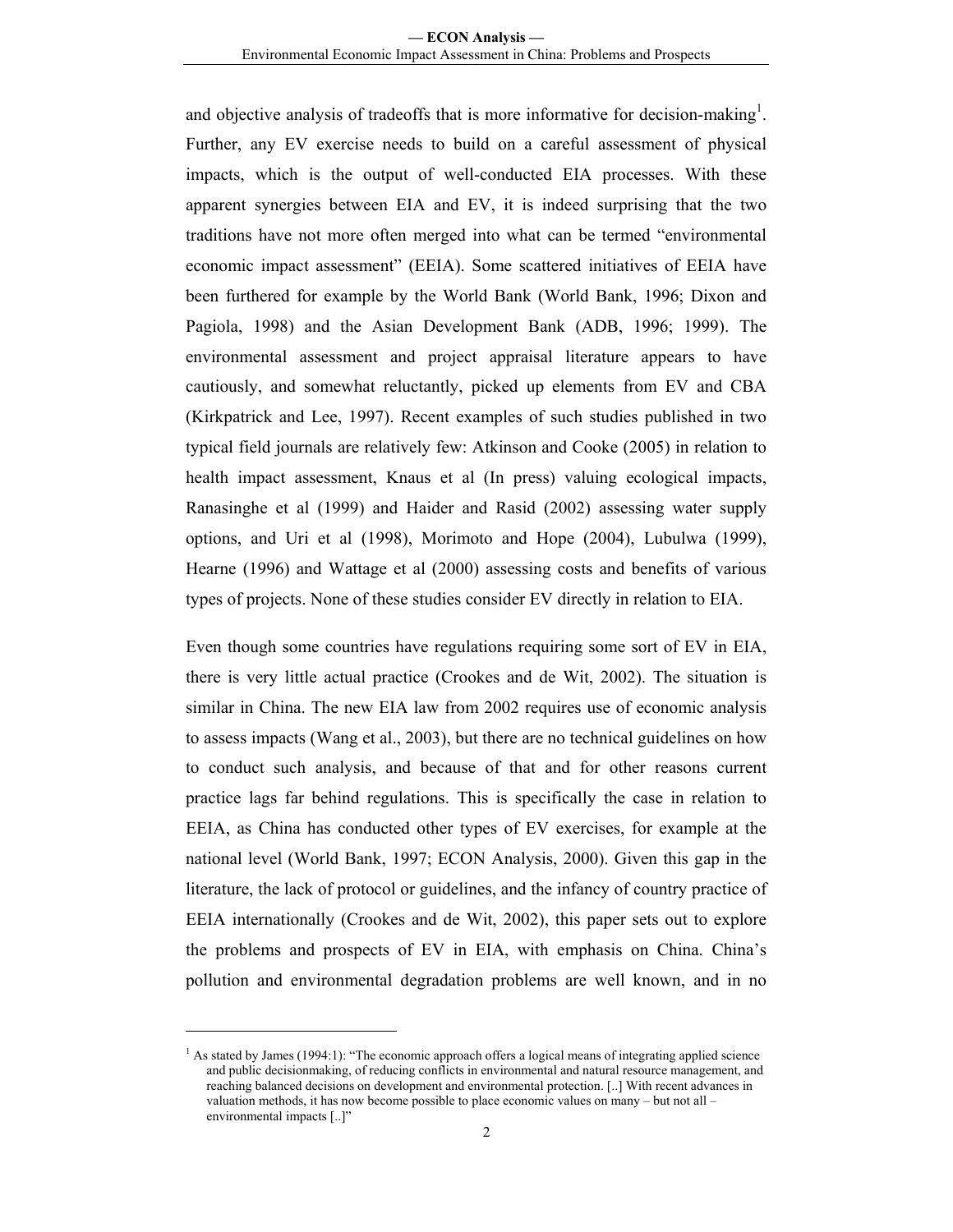and objective analysis of tradeoffs that is more informative for decision-making[1]. Further, any EV exercise needs to build on a careful assessment of physical impacts, which is the output of well-conducted EIA processes. With these apparent synergies between EIA and EV, it is indeed surprising that the two traditions have not more often merged into what can be termed "environmental economic impact assessment" (EEIA). Some scattered initiatives of EEIA have been furthered for example by the World Bank (World Bank, 1996; Dixon and Pagiola, 1998) and the Asian Development Bank (ADB, 1996; 1999). The environmental assessment and project appraisal literature appears to have cautiously, and somewhat reluctantly, picked up elements from EV and CBA (Kirkpatrick and Lee, 1997). Recent examples of such studies published in two typical field journals are relatively few: Atkinson and Cooke (2005) in relation to health impact assessment, Knaus et al (In press) valuing ecological impacts, Ranasinghe et al (1999) and Haider and Rasid (2002) assessing water supply options, and Uri et al (1998), Morimoto and Hope (2004), Lubulwa (1999), Hearne (1996) and Wattage et al (2000) assessing costs and benefits of various types of projects. None of these studies consider EV directly in relation to EIA.

Even though some countries have regulations requiring some sort of EV in EIA, there is very little actual practice (Crookes and de Wit, 2002). The situation is similar in China. The new EIA law from 2002 requires use of economic analysis to assess impacts (Wang et al., 2003), but there are no technical guidelines on how to conduct such analysis, and because of that and for other reasons current practice lags far behind regulations. This is specifically the case in relation to EEIA, as China has conducted other types of EV exercises, for example at the national level (World Bank, 1997; ECON Analysis, 2000). Given this gap in the literature, the lack of protocol or guidelines, and the infancy of country practice of EEIA internationally (Crookes and de Wit, 2002), this paper sets out to explore the problems and prospects of EV in EIA, with emphasis on China. China's pollution and environmental degradation problems are well known, and in no

[1] As stated by James (1994:1): "The economic approach offers a logical means of integrating applied science and public decisionmaking, of reducing conflicts in environmental and natural resource management, and reaching balanced decisions on development and environmental protection. [..] With recent advances in valuation methods, it has now become possible to place economic values on many – but not all – environmental impacts [..]"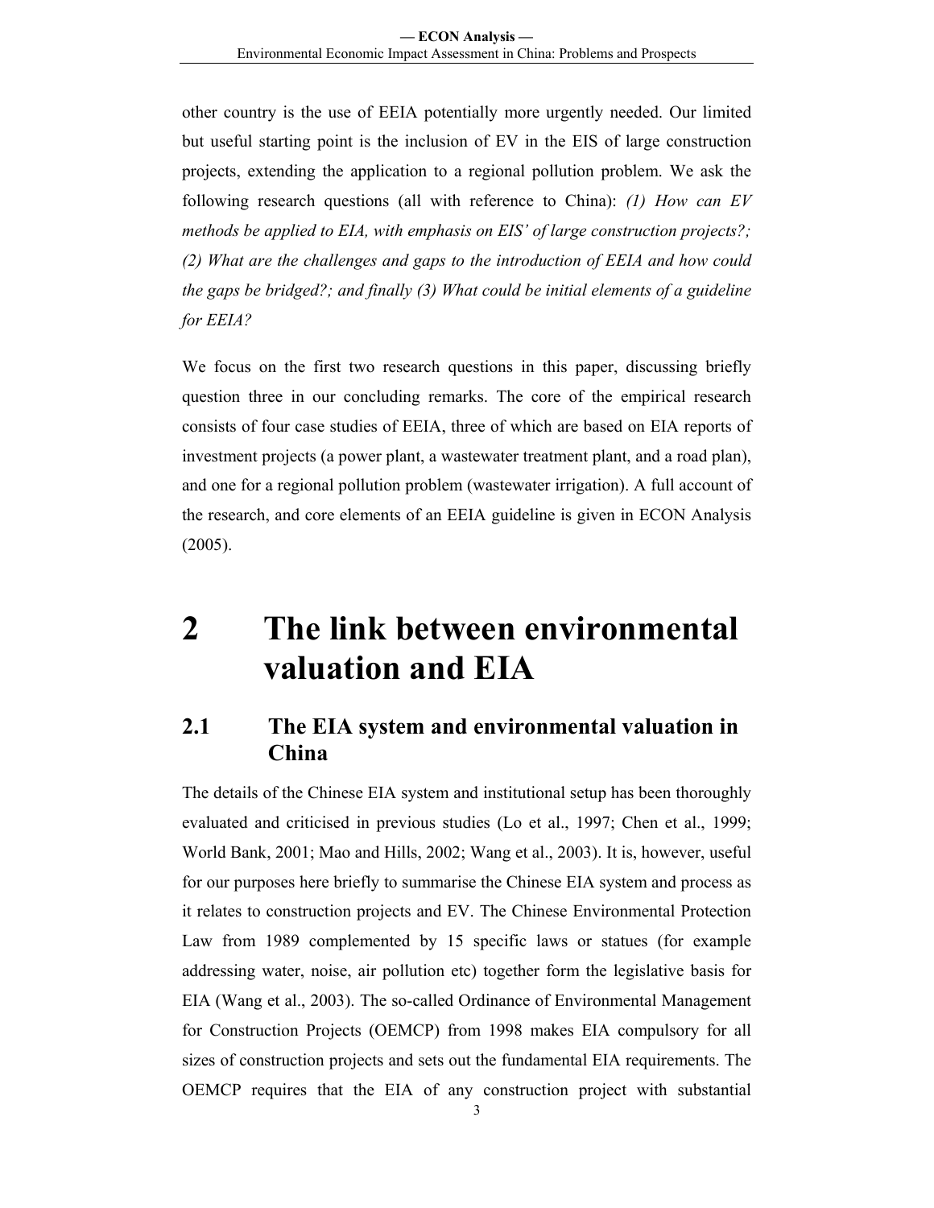other country is the use of EEIA potentially more urgently needed. Our limited but useful starting point is the inclusion of EV in the EIS of large construction projects, extending the application to a regional pollution problem. We ask the following research questions (all with reference to China): *(1) How can EV methods be applied to EIA, with emphasis on EIS' of large construction projects?; (2) What are the challenges and gaps to the introduction of EEIA and how could the gaps be bridged?; and finally (3) What could be initial elements of a guideline for EEIA?*

We focus on the first two research questions in this paper, discussing briefly question three in our concluding remarks. The core of the empirical research consists of four case studies of EEIA, three of which are based on EIA reports of investment projects (a power plant, a wastewater treatment plant, and a road plan), and one for a regional pollution problem (wastewater irrigation). A full account of the research, and core elements of an EEIA guideline is given in ECON Analysis (2005).

# 2 The link between environmental valuation and EIA

## 2.1 The EIA system and environmental valuation in China

The details of the Chinese EIA system and institutional setup has been thoroughly evaluated and criticised in previous studies (Lo et al., 1997; Chen et al., 1999; World Bank, 2001; Mao and Hills, 2002; Wang et al., 2003). It is, however, useful for our purposes here briefly to summarise the Chinese EIA system and process as it relates to construction projects and EV. The Chinese Environmental Protection Law from 1989 complemented by 15 specific laws or statues (for example addressing water, noise, air pollution etc) together form the legislative basis for EIA (Wang et al., 2003). The so-called Ordinance of Environmental Management for Construction Projects (OEMCP) from 1998 makes EIA compulsory for all sizes of construction projects and sets out the fundamental EIA requirements. The OEMCP requires that the EIA of any construction project with substantial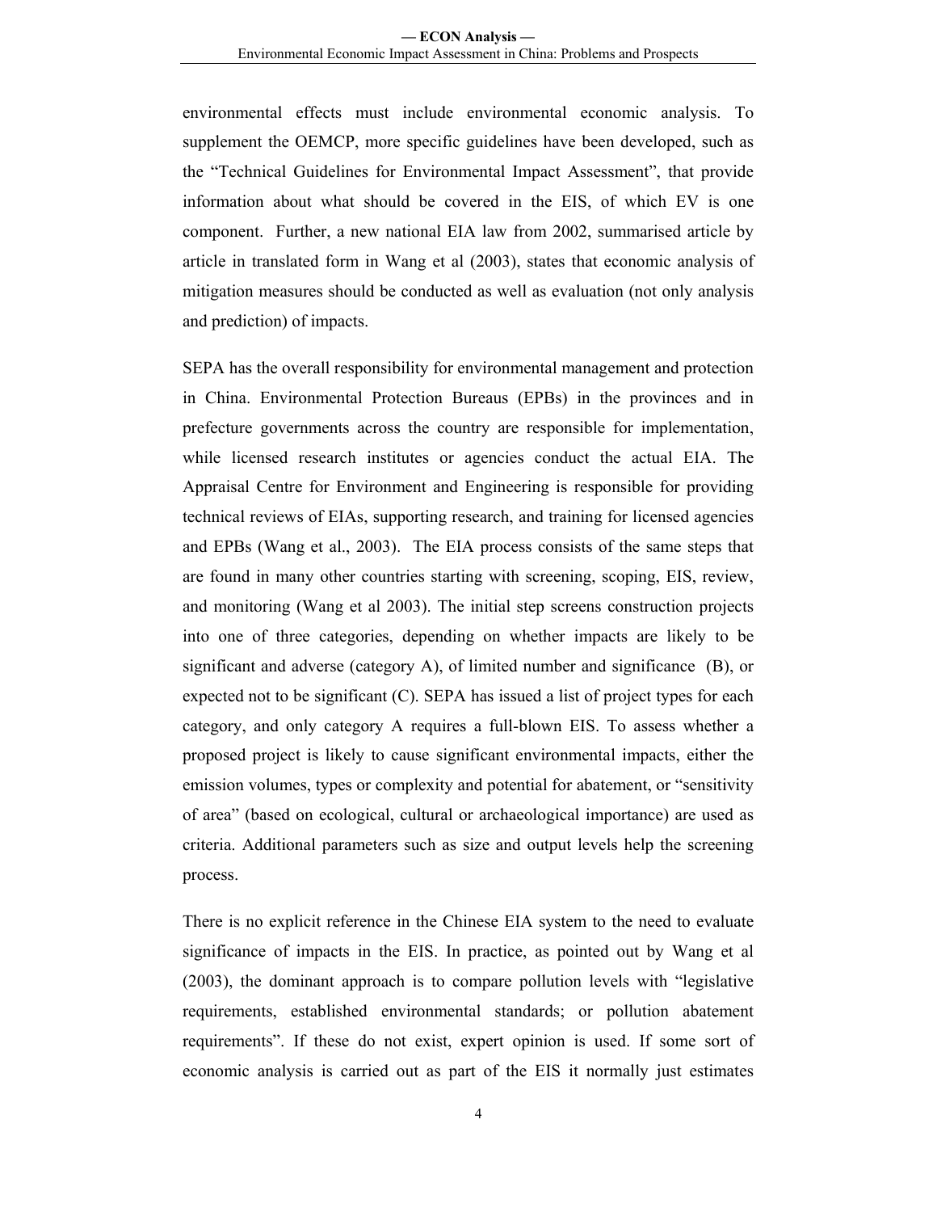environmental effects must include environmental economic analysis. To supplement the OEMCP, more specific guidelines have been developed, such as the "Technical Guidelines for Environmental Impact Assessment", that provide information about what should be covered in the EIS, of which EV is one component. Further, a new national EIA law from 2002, summarised article by article in translated form in Wang et al (2003), states that economic analysis of mitigation measures should be conducted as well as evaluation (not only analysis and prediction) of impacts.

SEPA has the overall responsibility for environmental management and protection in China. Environmental Protection Bureaus (EPBs) in the provinces and in prefecture governments across the country are responsible for implementation, while licensed research institutes or agencies conduct the actual EIA. The Appraisal Centre for Environment and Engineering is responsible for providing technical reviews of EIAs, supporting research, and training for licensed agencies and EPBs (Wang et al., 2003). The EIA process consists of the same steps that are found in many other countries starting with screening, scoping, EIS, review, and monitoring (Wang et al 2003). The initial step screens construction projects into one of three categories, depending on whether impacts are likely to be significant and adverse (category A), of limited number and significance (B), or expected not to be significant (C). SEPA has issued a list of project types for each category, and only category A requires a full-blown EIS. To assess whether a proposed project is likely to cause significant environmental impacts, either the emission volumes, types or complexity and potential for abatement, or "sensitivity of area" (based on ecological, cultural or archaeological importance) are used as criteria. Additional parameters such as size and output levels help the screening process.

There is no explicit reference in the Chinese EIA system to the need to evaluate significance of impacts in the EIS. In practice, as pointed out by Wang et al (2003), the dominant approach is to compare pollution levels with "legislative requirements, established environmental standards; or pollution abatement requirements". If these do not exist, expert opinion is used. If some sort of economic analysis is carried out as part of the EIS it normally just estimates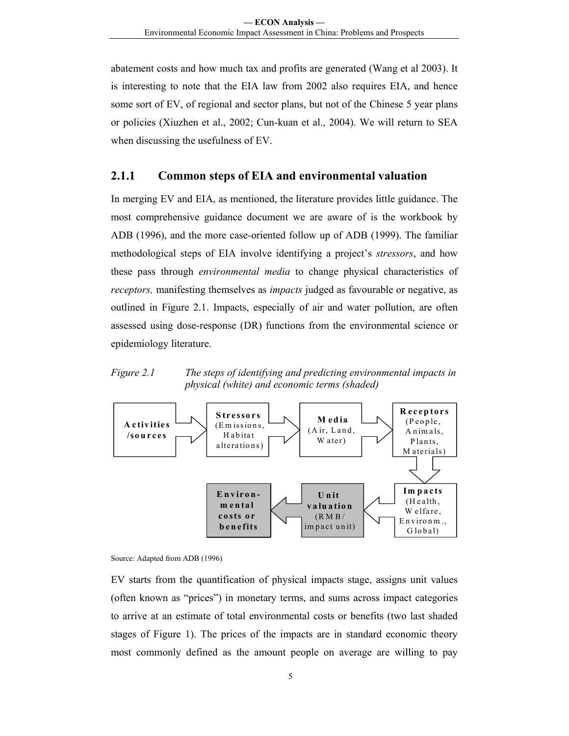abatement costs and how much tax and profits are generated (Wang et al 2003). It is interesting to note that the EIA law from 2002 also requires EIA, and hence some sort of EV, of regional and sector plans, but not of the Chinese 5 year plans or policies (Xiuzhen et al., 2002; Cun-kuan et al., 2004). We will return to SEA when discussing the usefulness of EV.

### 2.1.1 Common steps of EIA and environmental valuation

In merging EV and EIA, as mentioned, the literature provides little guidance. The most comprehensive guidance document we are aware of is the workbook by ADB (1996), and the more case-oriented follow up of ADB (1999). The familiar methodological steps of EIA involve identifying a project's *stressors*, and how these pass through *environmental media* to change physical characteristics of *receptors,* manifesting themselves as *impacts* judged as favourable or negative, as outlined in Figure 2.1. Impacts, especially of air and water pollution, are often assessed using dose-response (DR) functions from the environmental science or epidemiology literature.

*Figure 2.1 The steps of identifying and predicting environmental impacts in physical (white) and economic terms (shaded)*

**Activities /sources** → **Stressors** (Emissions, Habitat alterations) → **Media** (Air, Land, Water) → **Receptors** (People, Animals, Plants, Materials) → **Impacts** (Health, Welfare, Environm., Global) → **Unit valuation** (RMB/ impact unit) → **Environmental costs or benefits**

Source: Adapted from ADB (1996)

EV starts from the quantification of physical impacts stage, assigns unit values (often known as "prices") in monetary terms, and sums across impact categories to arrive at an estimate of total environmental costs or benefits (two last shaded stages of Figure 1). The prices of the impacts are in standard economic theory most commonly defined as the amount people on average are willing to pay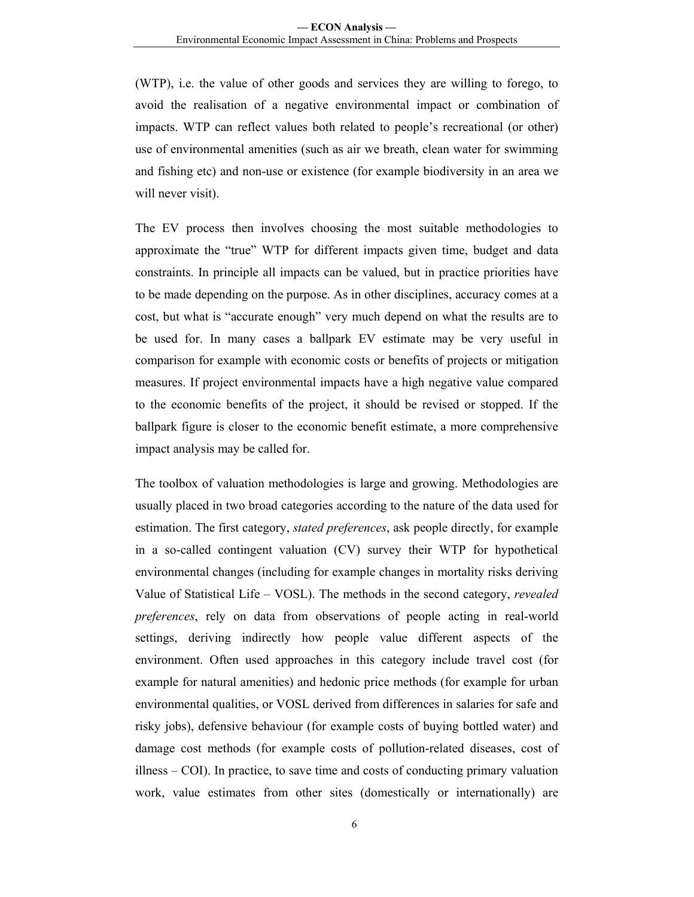(WTP), i.e. the value of other goods and services they are willing to forego, to avoid the realisation of a negative environmental impact or combination of impacts. WTP can reflect values both related to people's recreational (or other) use of environmental amenities (such as air we breath, clean water for swimming and fishing etc) and non-use or existence (for example biodiversity in an area we will never visit).

The EV process then involves choosing the most suitable methodologies to approximate the "true" WTP for different impacts given time, budget and data constraints. In principle all impacts can be valued, but in practice priorities have to be made depending on the purpose. As in other disciplines, accuracy comes at a cost, but what is "accurate enough" very much depend on what the results are to be used for. In many cases a ballpark EV estimate may be very useful in comparison for example with economic costs or benefits of projects or mitigation measures. If project environmental impacts have a high negative value compared to the economic benefits of the project, it should be revised or stopped. If the ballpark figure is closer to the economic benefit estimate, a more comprehensive impact analysis may be called for.

The toolbox of valuation methodologies is large and growing. Methodologies are usually placed in two broad categories according to the nature of the data used for estimation. The first category, *stated preferences*, ask people directly, for example in a so-called contingent valuation (CV) survey their WTP for hypothetical environmental changes (including for example changes in mortality risks deriving Value of Statistical Life – VOSL). The methods in the second category, *revealed preferences*, rely on data from observations of people acting in real-world settings, deriving indirectly how people value different aspects of the environment. Often used approaches in this category include travel cost (for example for natural amenities) and hedonic price methods (for example for urban environmental qualities, or VOSL derived from differences in salaries for safe and risky jobs), defensive behaviour (for example costs of buying bottled water) and damage cost methods (for example costs of pollution-related diseases, cost of illness – COI). In practice, to save time and costs of conducting primary valuation work, value estimates from other sites (domestically or internationally) are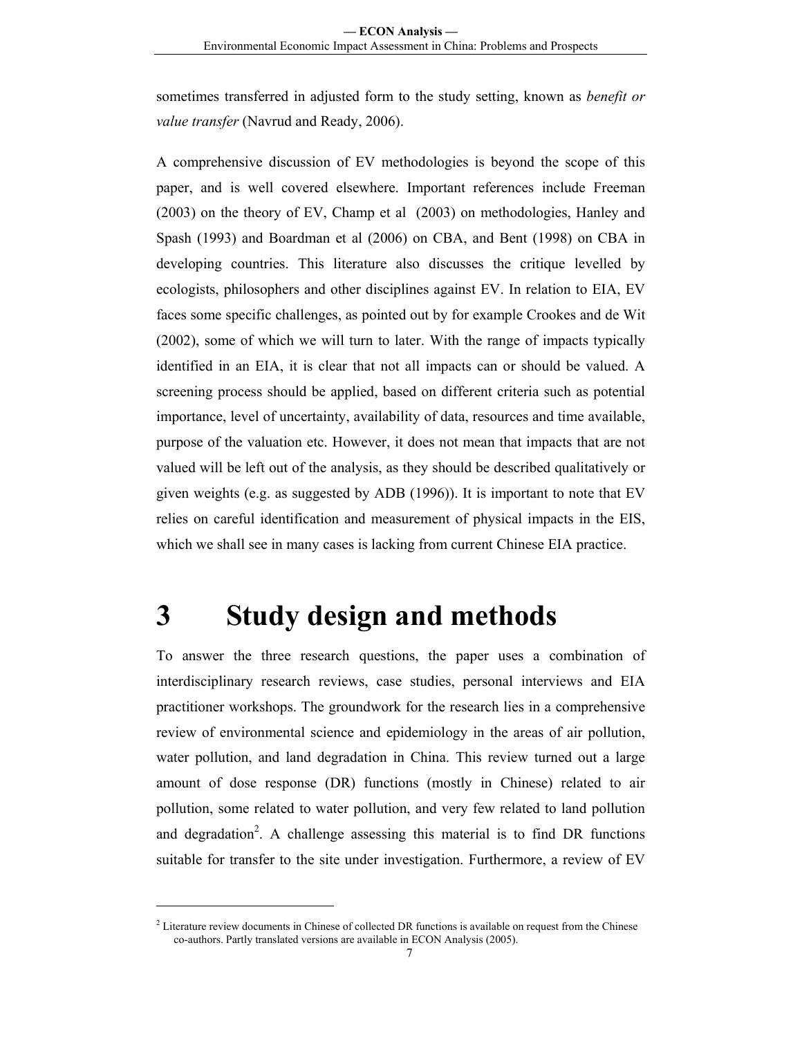sometimes transferred in adjusted form to the study setting, known as *benefit or value transfer* (Navrud and Ready, 2006).

A comprehensive discussion of EV methodologies is beyond the scope of this paper, and is well covered elsewhere. Important references include Freeman (2003) on the theory of EV, Champ et al (2003) on methodologies, Hanley and Spash (1993) and Boardman et al (2006) on CBA, and Bent (1998) on CBA in developing countries. This literature also discusses the critique levelled by ecologists, philosophers and other disciplines against EV. In relation to EIA, EV faces some specific challenges, as pointed out by for example Crookes and de Wit (2002), some of which we will turn to later. With the range of impacts typically identified in an EIA, it is clear that not all impacts can or should be valued. A screening process should be applied, based on different criteria such as potential importance, level of uncertainty, availability of data, resources and time available, purpose of the valuation etc. However, it does not mean that impacts that are not valued will be left out of the analysis, as they should be described qualitatively or given weights (e.g. as suggested by ADB (1996)). It is important to note that EV relies on careful identification and measurement of physical impacts in the EIS, which we shall see in many cases is lacking from current Chinese EIA practice.

# 3 Study design and methods

To answer the three research questions, the paper uses a combination of interdisciplinary research reviews, case studies, personal interviews and EIA practitioner workshops. The groundwork for the research lies in a comprehensive review of environmental science and epidemiology in the areas of air pollution, water pollution, and land degradation in China. This review turned out a large amount of dose response (DR) functions (mostly in Chinese) related to air pollution, some related to water pollution, and very few related to land pollution and degradation[2]. A challenge assessing this material is to find DR functions suitable for transfer to the site under investigation. Furthermore, a review of EV

[2] Literature review documents in Chinese of collected DR functions is available on request from the Chinese co-authors. Partly translated versions are available in ECON Analysis (2005).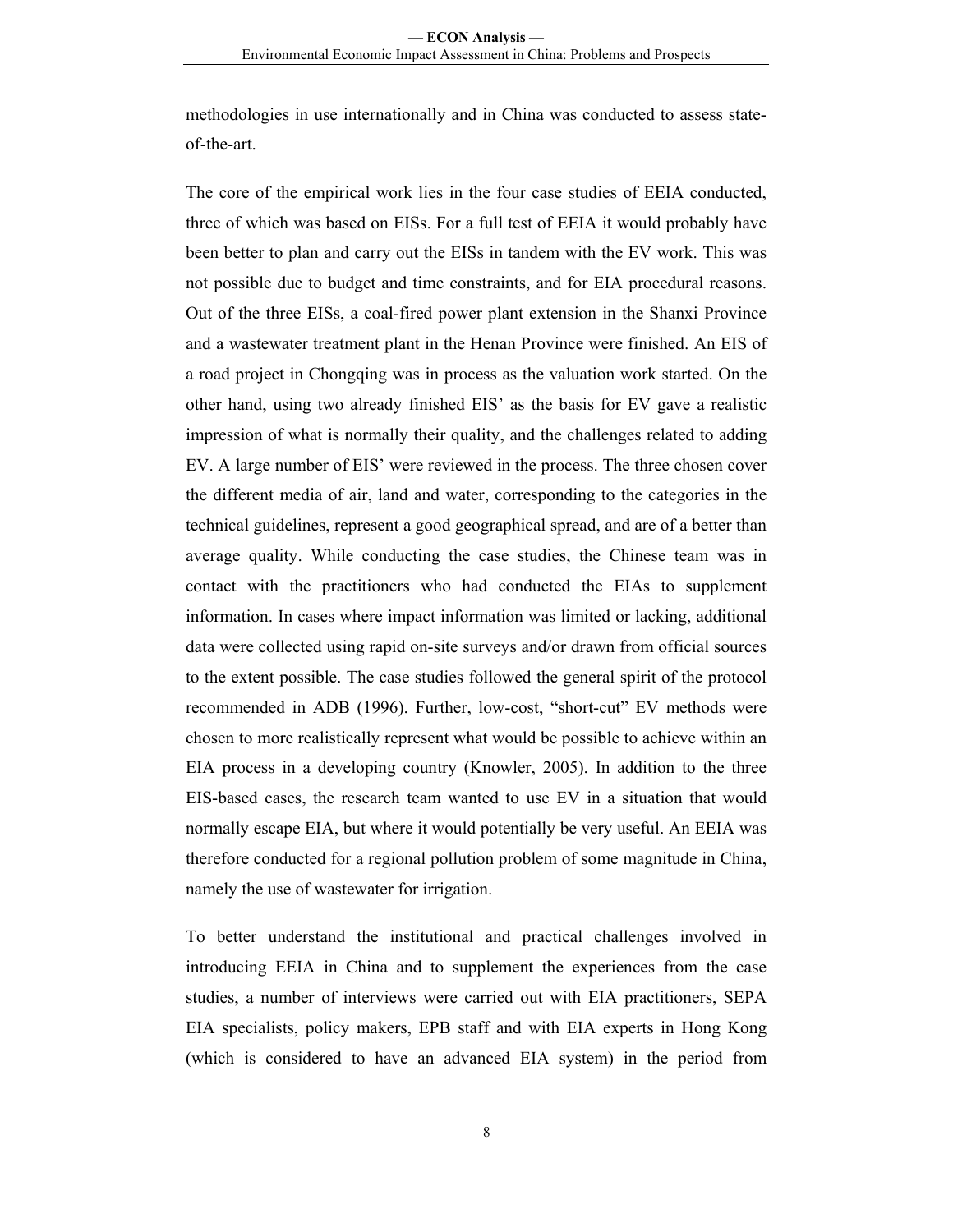methodologies in use internationally and in China was conducted to assess state-of-the-art.

The core of the empirical work lies in the four case studies of EEIA conducted, three of which was based on EISs. For a full test of EEIA it would probably have been better to plan and carry out the EISs in tandem with the EV work. This was not possible due to budget and time constraints, and for EIA procedural reasons. Out of the three EISs, a coal-fired power plant extension in the Shanxi Province and a wastewater treatment plant in the Henan Province were finished. An EIS of a road project in Chongqing was in process as the valuation work started. On the other hand, using two already finished EIS' as the basis for EV gave a realistic impression of what is normally their quality, and the challenges related to adding EV. A large number of EIS' were reviewed in the process. The three chosen cover the different media of air, land and water, corresponding to the categories in the technical guidelines, represent a good geographical spread, and are of a better than average quality. While conducting the case studies, the Chinese team was in contact with the practitioners who had conducted the EIAs to supplement information. In cases where impact information was limited or lacking, additional data were collected using rapid on-site surveys and/or drawn from official sources to the extent possible. The case studies followed the general spirit of the protocol recommended in ADB (1996). Further, low-cost, "short-cut" EV methods were chosen to more realistically represent what would be possible to achieve within an EIA process in a developing country (Knowler, 2005). In addition to the three EIS-based cases, the research team wanted to use EV in a situation that would normally escape EIA, but where it would potentially be very useful. An EEIA was therefore conducted for a regional pollution problem of some magnitude in China, namely the use of wastewater for irrigation.

To better understand the institutional and practical challenges involved in introducing EEIA in China and to supplement the experiences from the case studies, a number of interviews were carried out with EIA practitioners, SEPA EIA specialists, policy makers, EPB staff and with EIA experts in Hong Kong (which is considered to have an advanced EIA system) in the period from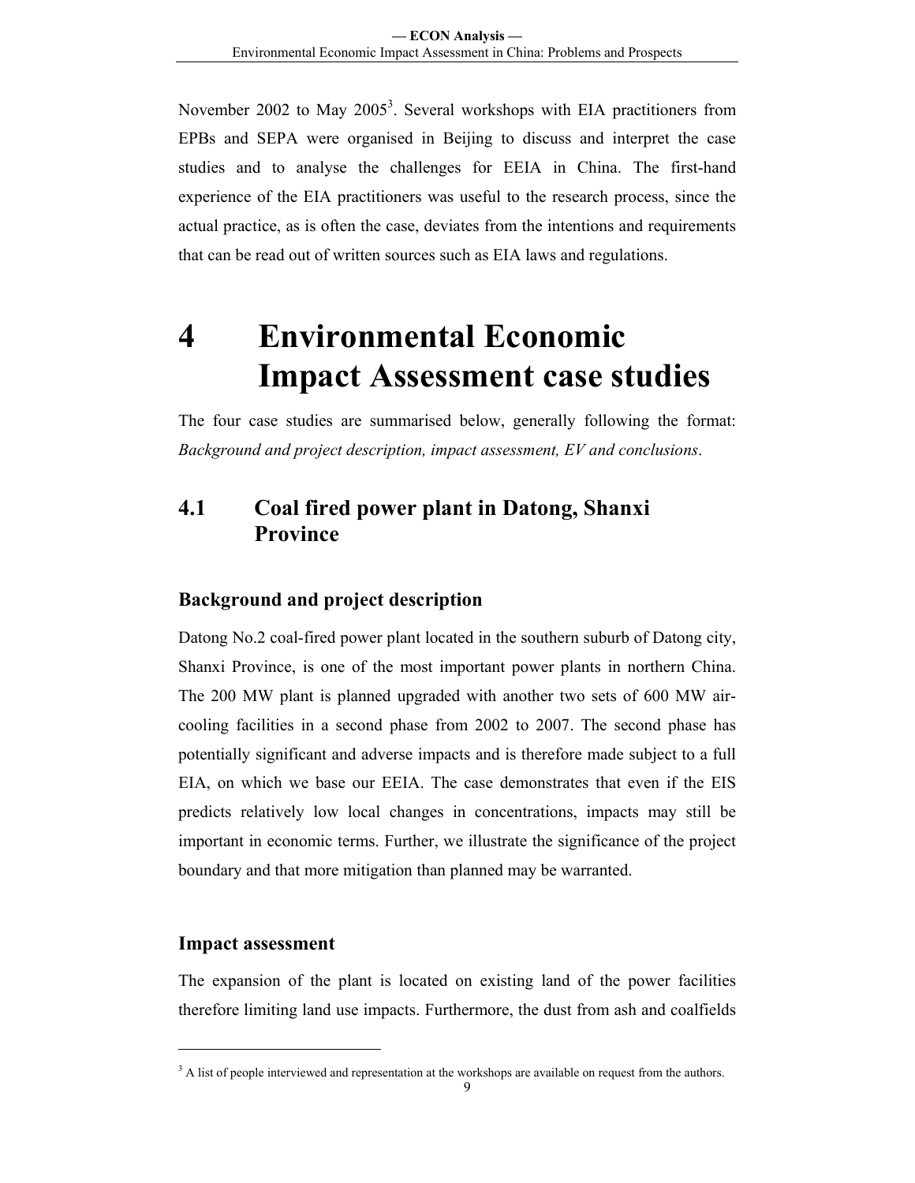November 2002 to May 2005[3]. Several workshops with EIA practitioners from EPBs and SEPA were organised in Beijing to discuss and interpret the case studies and to analyse the challenges for EEIA in China. The first-hand experience of the EIA practitioners was useful to the research process, since the actual practice, as is often the case, deviates from the intentions and requirements that can be read out of written sources such as EIA laws and regulations.

# 4 Environmental Economic Impact Assessment case studies

The four case studies are summarised below, generally following the format: *Background and project description, impact assessment, EV and conclusions*.

## 4.1 Coal fired power plant in Datong, Shanxi Province

### Background and project description

Datong No.2 coal-fired power plant located in the southern suburb of Datong city, Shanxi Province, is one of the most important power plants in northern China. The 200 MW plant is planned upgraded with another two sets of 600 MW air-cooling facilities in a second phase from 2002 to 2007. The second phase has potentially significant and adverse impacts and is therefore made subject to a full EIA, on which we base our EEIA. The case demonstrates that even if the EIS predicts relatively low local changes in concentrations, impacts may still be important in economic terms. Further, we illustrate the significance of the project boundary and that more mitigation than planned may be warranted.

### Impact assessment

The expansion of the plant is located on existing land of the power facilities therefore limiting land use impacts. Furthermore, the dust from ash and coalfields

[3] A list of people interviewed and representation at the workshops are available on request from the authors.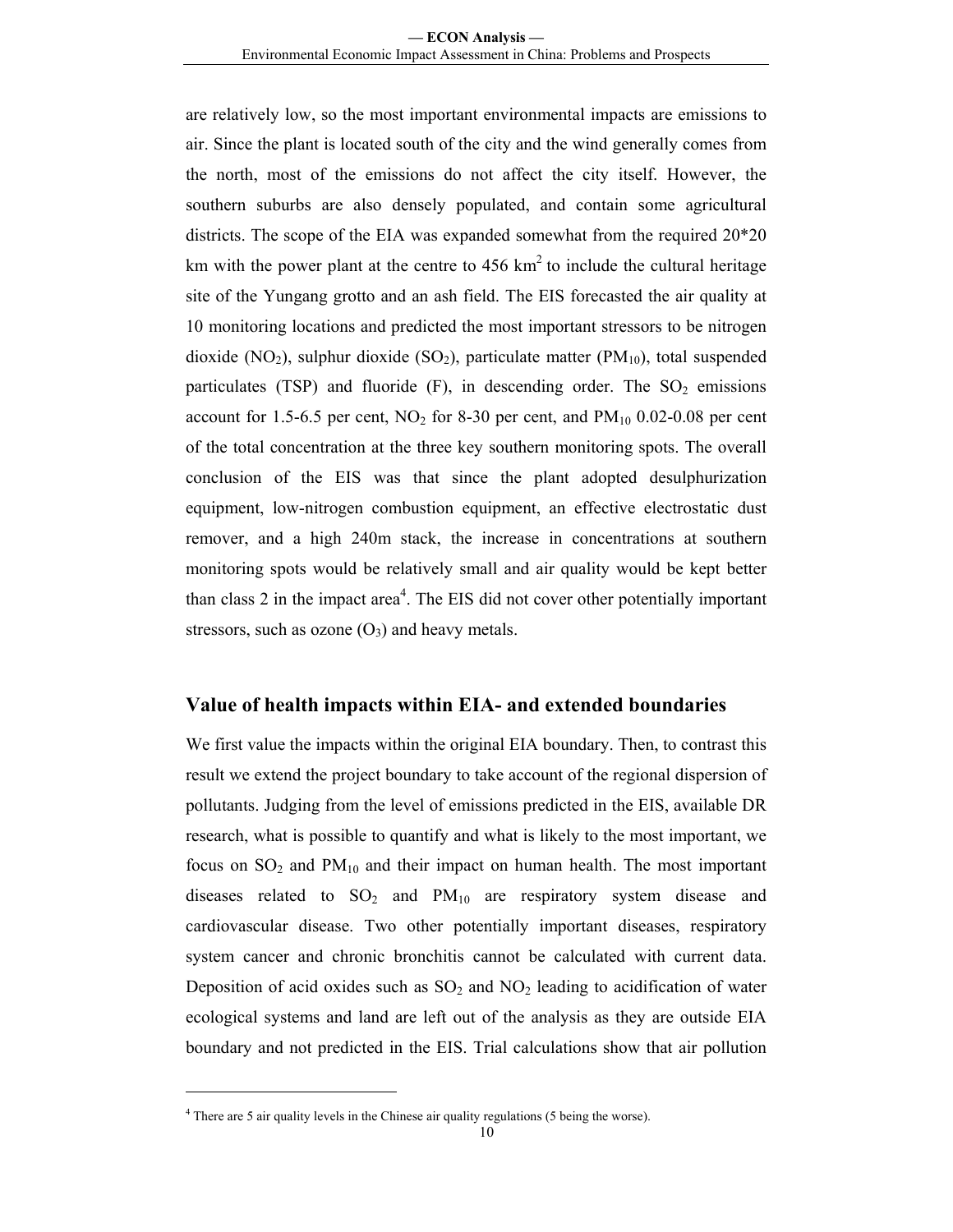are relatively low, so the most important environmental impacts are emissions to air. Since the plant is located south of the city and the wind generally comes from the north, most of the emissions do not affect the city itself. However, the southern suburbs are also densely populated, and contain some agricultural districts. The scope of the EIA was expanded somewhat from the required 20*20 km with the power plant at the centre to 456 $km^2$ to include the cultural heritage site of the Yungang grotto and an ash field. The EIS forecasted the air quality at 10 monitoring locations and predicted the most important stressors to be nitrogen dioxide ($NO_2$), sulphur dioxide ($SO_2$), particulate matter ($PM_{10}$), total suspended particulates (TSP) and fluoride (F), in descending order. The $SO_2$ emissions account for 1.5-6.5 per cent, $NO_2$ for 8-30 per cent, and $PM_{10}$ 0.02-0.08 per cent of the total concentration at the three key southern monitoring spots. The overall conclusion of the EIS was that since the plant adopted desulphurization equipment, low-nitrogen combustion equipment, an effective electrostatic dust remover, and a high 240m stack, the increase in concentrations at southern monitoring spots would be relatively small and air quality would be kept better than class 2 in the impact area[4]. The EIS did not cover other potentially important stressors, such as ozone ($O_3$) and heavy metals.

## Value of health impacts within EIA- and extended boundaries

We first value the impacts within the original EIA boundary. Then, to contrast this result we extend the project boundary to take account of the regional dispersion of pollutants. Judging from the level of emissions predicted in the EIS, available DR research, what is possible to quantify and what is likely to the most important, we focus on $SO_2$ and $PM_{10}$ and their impact on human health. The most important diseases related to $SO_2$ and $PM_{10}$ are respiratory system disease and cardiovascular disease. Two other potentially important diseases, respiratory system cancer and chronic bronchitis cannot be calculated with current data. Deposition of acid oxides such as $SO_2$ and $NO_2$ leading to acidification of water ecological systems and land are left out of the analysis as they are outside EIA boundary and not predicted in the EIS. Trial calculations show that air pollution

[4] There are 5 air quality levels in the Chinese air quality regulations (5 being the worse).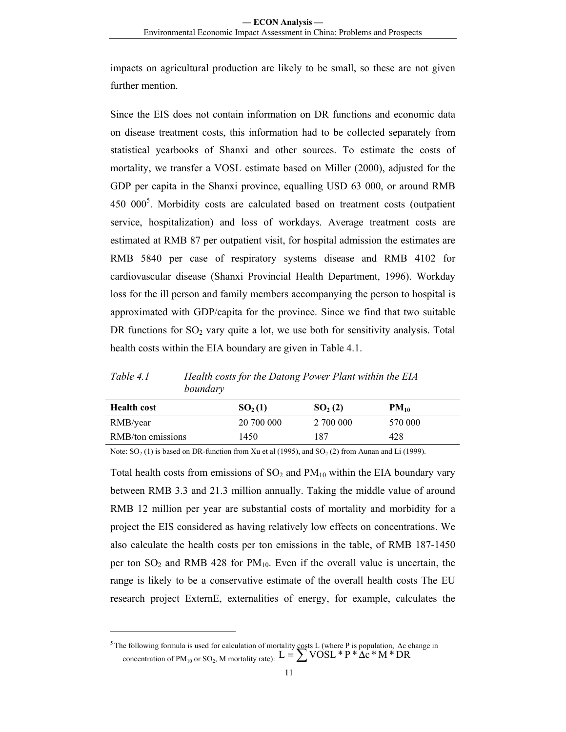impacts on agricultural production are likely to be small, so these are not given further mention.

Since the EIS does not contain information on DR functions and economic data on disease treatment costs, this information had to be collected separately from statistical yearbooks of Shanxi and other sources. To estimate the costs of mortality, we transfer a VOSL estimate based on Miller (2000), adjusted for the GDP per capita in the Shanxi province, equalling USD 63 000, or around RMB 450 000[5]. Morbidity costs are calculated based on treatment costs (outpatient service, hospitalization) and loss of workdays. Average treatment costs are estimated at RMB 87 per outpatient visit, for hospital admission the estimates are RMB 5840 per case of respiratory systems disease and RMB 4102 for cardiovascular disease (Shanxi Provincial Health Department, 1996). Workday loss for the ill person and family members accompanying the person to hospital is approximated with GDP/capita for the province. Since we find that two suitable DR functions for $SO_2$ vary quite a lot, we use both for sensitivity analysis. Total health costs within the EIA boundary are given in Table 4.1.

*Table 4.1 Health costs for the Datong Power Plant within the EIA boundary*

| **Health cost** | **$SO_2$ (1)** | **$SO_2$ (2)** | **$PM_{10}$** |
|---|---|---|---|
| RMB/year | 20 700 000 | 2 700 000 | 570 000 |
| RMB/ton emissions | 1450 | 187 | 428 |

Note: $SO_2$ (1) is based on DR-function from Xu et al (1995), and $SO_2$ (2) from Aunan and Li (1999).

Total health costs from emissions of $SO_2$ and $PM_{10}$ within the EIA boundary vary between RMB 3.3 and 21.3 million annually. Taking the middle value of around RMB 12 million per year are substantial costs of mortality and morbidity for a project the EIS considered as having relatively low effects on concentrations. We also calculate the health costs per ton emissions in the table, of RMB 187-1450 per ton $SO_2$ and RMB 428 for $PM_{10}$. Even if the overall value is uncertain, the range is likely to be a conservative estimate of the overall health costs The EU research project ExternE, externalities of energy, for example, calculates the

[5] The following formula is used for calculation of mortality costs L (where P is population, $\Delta c$ change in concentration of $PM_{10}$ or $SO_2$, M mortality rate): $L = \sum VOSL * P * \Delta c * M * DR$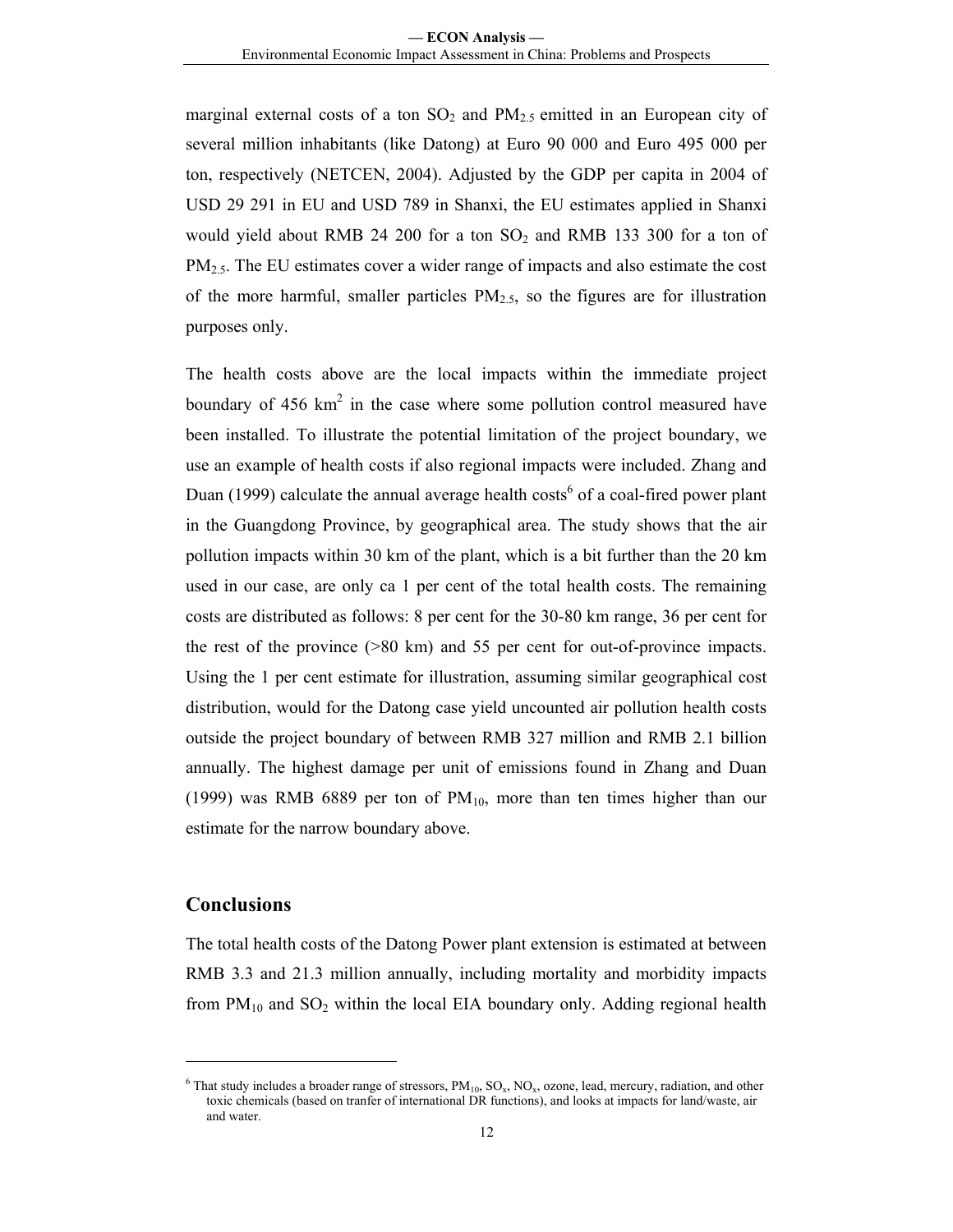marginal external costs of a ton $SO_2$ and $PM_{2.5}$ emitted in an European city of several million inhabitants (like Datong) at Euro 90 000 and Euro 495 000 per ton, respectively (NETCEN, 2004). Adjusted by the GDP per capita in 2004 of USD 29 291 in EU and USD 789 in Shanxi, the EU estimates applied in Shanxi would yield about RMB 24 200 for a ton $SO_2$ and RMB 133 300 for a ton of $PM_{2.5}$. The EU estimates cover a wider range of impacts and also estimate the cost of the more harmful, smaller particles $PM_{2.5}$, so the figures are for illustration purposes only.

The health costs above are the local impacts within the immediate project boundary of 456 $km^2$ in the case where some pollution control measured have been installed. To illustrate the potential limitation of the project boundary, we use an example of health costs if also regional impacts were included. Zhang and Duan (1999) calculate the annual average health costs[6] of a coal-fired power plant in the Guangdong Province, by geographical area. The study shows that the air pollution impacts within 30 km of the plant, which is a bit further than the 20 km used in our case, are only ca 1 per cent of the total health costs. The remaining costs are distributed as follows: 8 per cent for the 30-80 km range, 36 per cent for the rest of the province (>80 km) and 55 per cent for out-of-province impacts. Using the 1 per cent estimate for illustration, assuming similar geographical cost distribution, would for the Datong case yield uncounted air pollution health costs outside the project boundary of between RMB 327 million and RMB 2.1 billion annually. The highest damage per unit of emissions found in Zhang and Duan (1999) was RMB 6889 per ton of $PM_{10}$, more than ten times higher than our estimate for the narrow boundary above.

## Conclusions

The total health costs of the Datong Power plant extension is estimated at between RMB 3.3 and 21.3 million annually, including mortality and morbidity impacts from $PM_{10}$ and $SO_2$ within the local EIA boundary only. Adding regional health

---

[6] That study includes a broader range of stressors, $PM_{10}$, $SO_x$, $NO_x$, ozone, lead, mercury, radiation, and other toxic chemicals (based on tranfer of international DR functions), and looks at impacts for land/waste, air and water.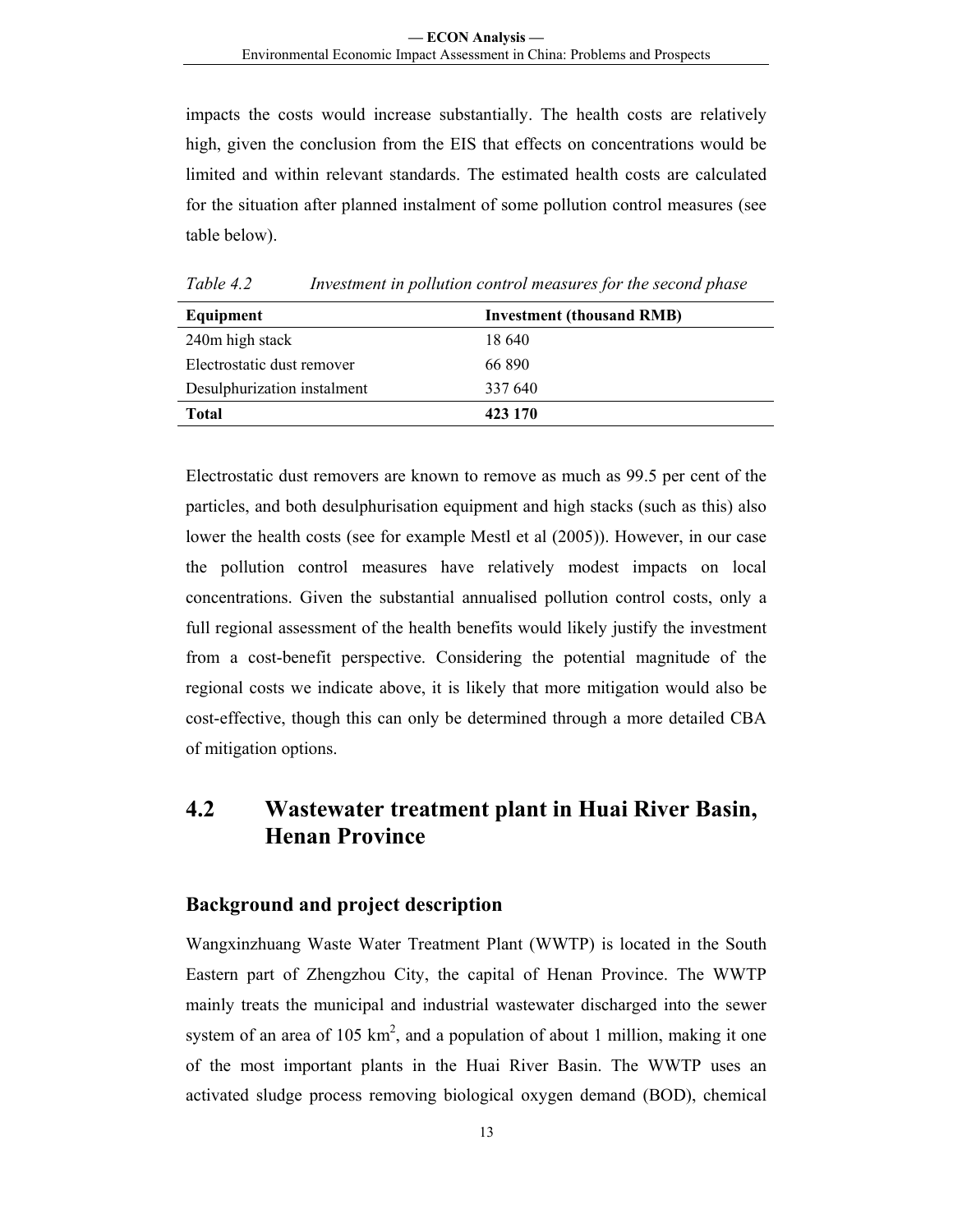impacts the costs would increase substantially. The health costs are relatively high, given the conclusion from the EIS that effects on concentrations would be limited and within relevant standards. The estimated health costs are calculated for the situation after planned instalment of some pollution control measures (see table below).

*Table 4.2 Investment in pollution control measures for the second phase*

| Equipment | Investment (thousand RMB) |
|---|---|
| 240m high stack | 18 640 |
| Electrostatic dust remover | 66 890 |
| Desulphurization instalment | 337 640 |
| **Total** | **423 170** |

Electrostatic dust removers are known to remove as much as 99.5 per cent of the particles, and both desulphurisation equipment and high stacks (such as this) also lower the health costs (see for example Mestl et al (2005)). However, in our case the pollution control measures have relatively modest impacts on local concentrations. Given the substantial annualised pollution control costs, only a full regional assessment of the health benefits would likely justify the investment from a cost-benefit perspective. Considering the potential magnitude of the regional costs we indicate above, it is likely that more mitigation would also be cost-effective, though this can only be determined through a more detailed CBA of mitigation options.

## 4.2 Wastewater treatment plant in Huai River Basin, Henan Province

### Background and project description

Wangxinzhuang Waste Water Treatment Plant (WWTP) is located in the South Eastern part of Zhengzhou City, the capital of Henan Province. The WWTP mainly treats the municipal and industrial wastewater discharged into the sewer system of an area of 105 km$^2$, and a population of about 1 million, making it one of the most important plants in the Huai River Basin. The WWTP uses an activated sludge process removing biological oxygen demand (BOD), chemical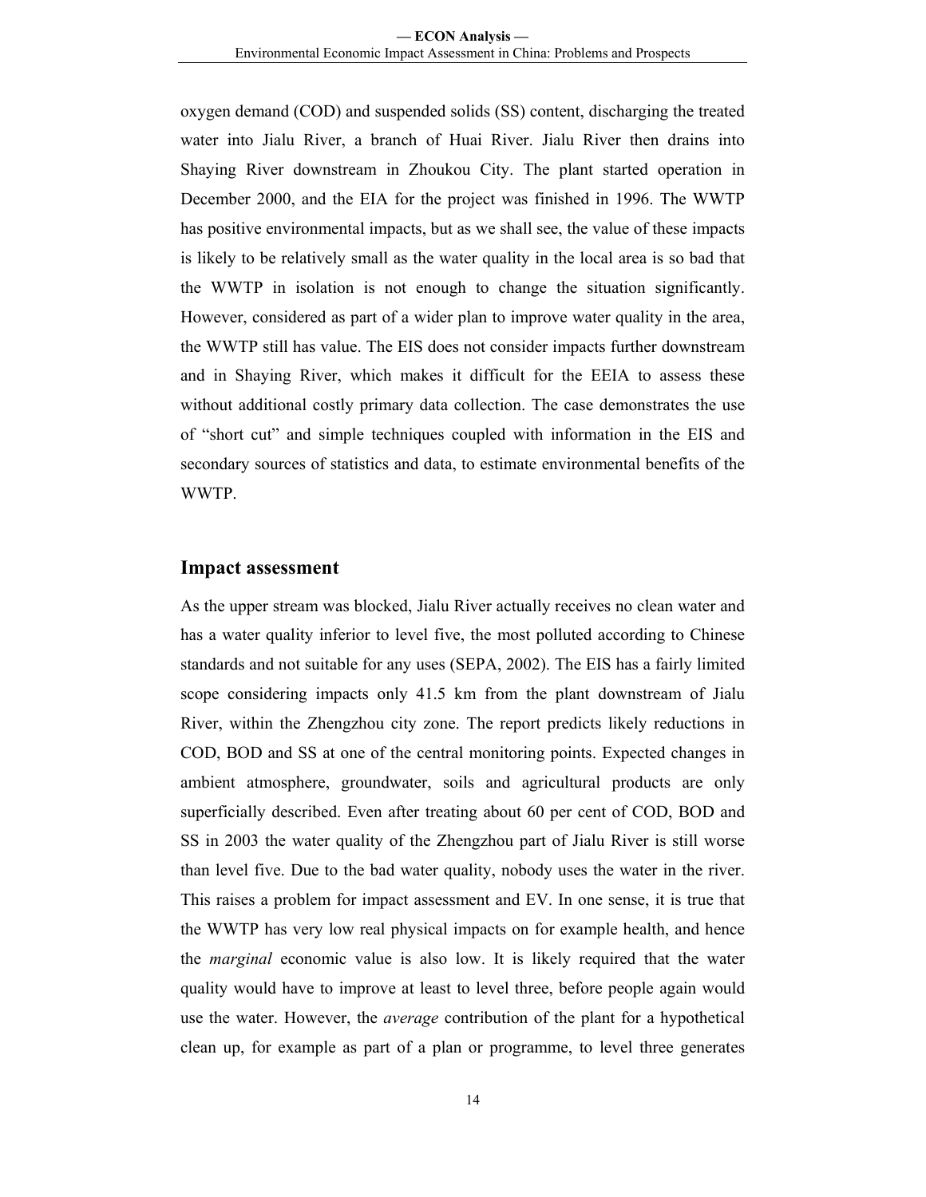oxygen demand (COD) and suspended solids (SS) content, discharging the treated water into Jialu River, a branch of Huai River. Jialu River then drains into Shaying River downstream in Zhoukou City. The plant started operation in December 2000, and the EIA for the project was finished in 1996. The WWTP has positive environmental impacts, but as we shall see, the value of these impacts is likely to be relatively small as the water quality in the local area is so bad that the WWTP in isolation is not enough to change the situation significantly. However, considered as part of a wider plan to improve water quality in the area, the WWTP still has value. The EIS does not consider impacts further downstream and in Shaying River, which makes it difficult for the EEIA to assess these without additional costly primary data collection. The case demonstrates the use of "short cut" and simple techniques coupled with information in the EIS and secondary sources of statistics and data, to estimate environmental benefits of the WWTP.

## Impact assessment

As the upper stream was blocked, Jialu River actually receives no clean water and has a water quality inferior to level five, the most polluted according to Chinese standards and not suitable for any uses (SEPA, 2002). The EIS has a fairly limited scope considering impacts only 41.5 km from the plant downstream of Jialu River, within the Zhengzhou city zone. The report predicts likely reductions in COD, BOD and SS at one of the central monitoring points. Expected changes in ambient atmosphere, groundwater, soils and agricultural products are only superficially described. Even after treating about 60 per cent of COD, BOD and SS in 2003 the water quality of the Zhengzhou part of Jialu River is still worse than level five. Due to the bad water quality, nobody uses the water in the river. This raises a problem for impact assessment and EV. In one sense, it is true that the WWTP has very low real physical impacts on for example health, and hence the *marginal* economic value is also low. It is likely required that the water quality would have to improve at least to level three, before people again would use the water. However, the *average* contribution of the plant for a hypothetical clean up, for example as part of a plan or programme, to level three generates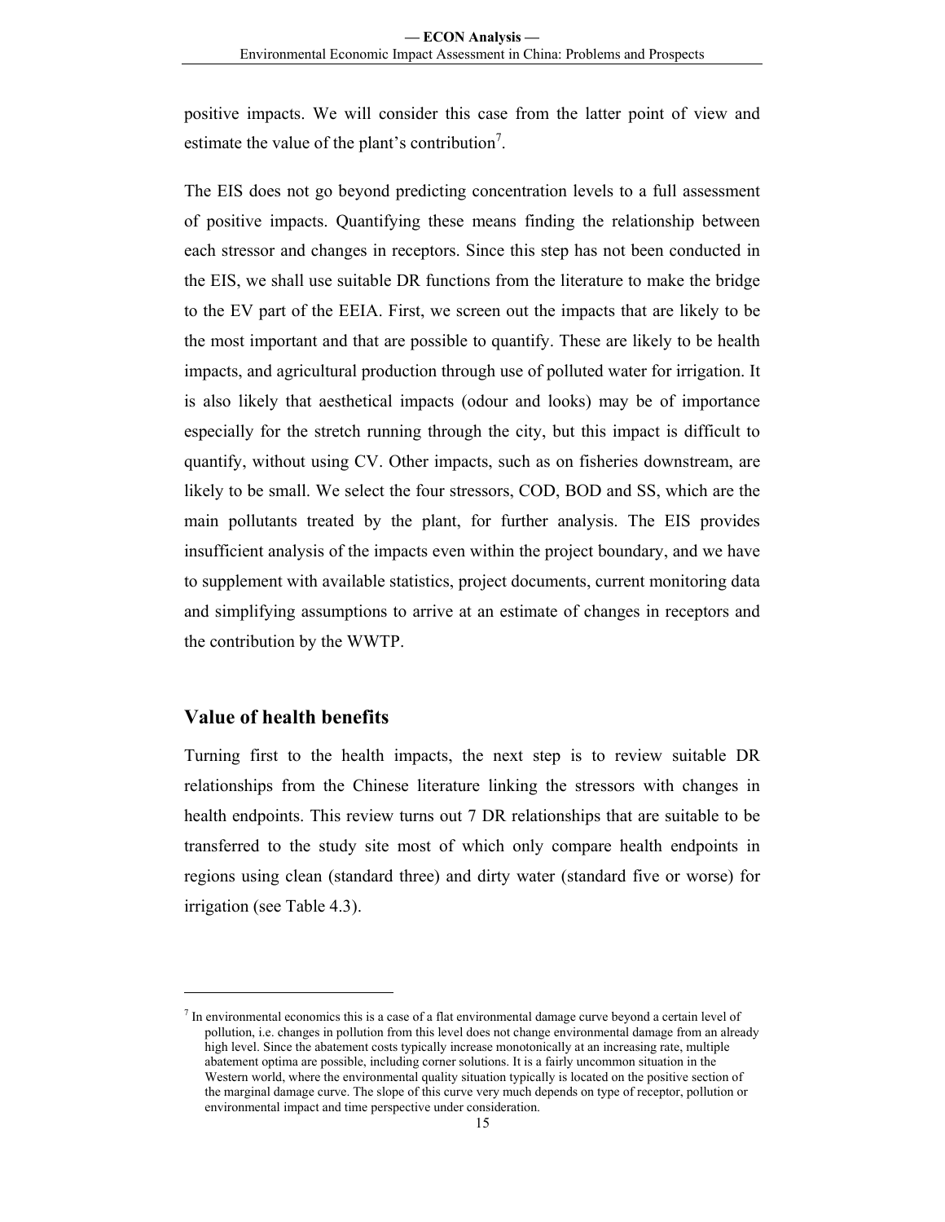positive impacts. We will consider this case from the latter point of view and estimate the value of the plant's contribution[7].

The EIS does not go beyond predicting concentration levels to a full assessment of positive impacts. Quantifying these means finding the relationship between each stressor and changes in receptors. Since this step has not been conducted in the EIS, we shall use suitable DR functions from the literature to make the bridge to the EV part of the EEIA. First, we screen out the impacts that are likely to be the most important and that are possible to quantify. These are likely to be health impacts, and agricultural production through use of polluted water for irrigation. It is also likely that aesthetical impacts (odour and looks) may be of importance especially for the stretch running through the city, but this impact is difficult to quantify, without using CV. Other impacts, such as on fisheries downstream, are likely to be small. We select the four stressors, COD, BOD and SS, which are the main pollutants treated by the plant, for further analysis. The EIS provides insufficient analysis of the impacts even within the project boundary, and we have to supplement with available statistics, project documents, current monitoring data and simplifying assumptions to arrive at an estimate of changes in receptors and the contribution by the WWTP.

## Value of health benefits

Turning first to the health impacts, the next step is to review suitable DR relationships from the Chinese literature linking the stressors with changes in health endpoints. This review turns out 7 DR relationships that are suitable to be transferred to the study site most of which only compare health endpoints in regions using clean (standard three) and dirty water (standard five or worse) for irrigation (see Table 4.3).

---

[7] In environmental economics this is a case of a flat environmental damage curve beyond a certain level of pollution, i.e. changes in pollution from this level does not change environmental damage from an already high level. Since the abatement costs typically increase monotonically at an increasing rate, multiple abatement optima are possible, including corner solutions. It is a fairly uncommon situation in the Western world, where the environmental quality situation typically is located on the positive section of the marginal damage curve. The slope of this curve very much depends on type of receptor, pollution or environmental impact and time perspective under consideration.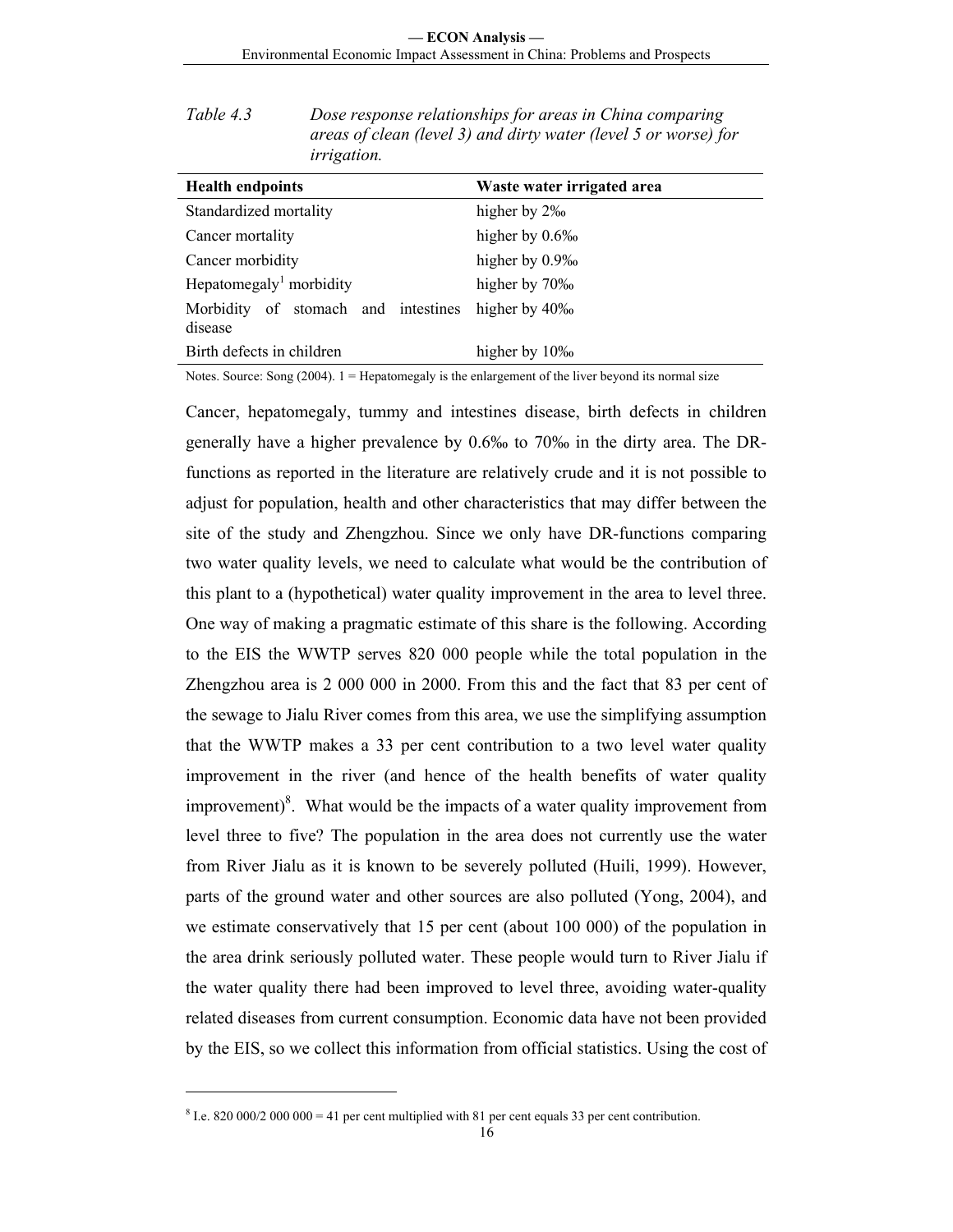*Table 4.3 Dose response relationships for areas in China comparing areas of clean (level 3) and dirty water (level 5 or worse) for irrigation.*

| Health endpoints | Waste water irrigated area |
|---|---|
| Standardized mortality | higher by 2‰ |
| Cancer mortality | higher by 0.6‰ |
| Cancer morbidity | higher by 0.9‰ |
| Hepatomegaly[1] morbidity | higher by 70‰ |
| Morbidity of stomach and intestines disease | higher by 40‰ |
| Birth defects in children | higher by 10‰ |

Notes. Source: Song (2004). 1 = Hepatomegaly is the enlargement of the liver beyond its normal size

Cancer, hepatomegaly, tummy and intestines disease, birth defects in children generally have a higher prevalence by 0.6‰ to 70‰ in the dirty area. The DR-functions as reported in the literature are relatively crude and it is not possible to adjust for population, health and other characteristics that may differ between the site of the study and Zhengzhou. Since we only have DR-functions comparing two water quality levels, we need to calculate what would be the contribution of this plant to a (hypothetical) water quality improvement in the area to level three. One way of making a pragmatic estimate of this share is the following. According to the EIS the WWTP serves 820 000 people while the total population in the Zhengzhou area is 2 000 000 in 2000. From this and the fact that 83 per cent of the sewage to Jialu River comes from this area, we use the simplifying assumption that the WWTP makes a 33 per cent contribution to a two level water quality improvement in the river (and hence of the health benefits of water quality improvement)[8]. What would be the impacts of a water quality improvement from level three to five? The population in the area does not currently use the water from River Jialu as it is known to be severely polluted (Huili, 1999). However, parts of the ground water and other sources are also polluted (Yong, 2004), and we estimate conservatively that 15 per cent (about 100 000) of the population in the area drink seriously polluted water. These people would turn to River Jialu if the water quality there had been improved to level three, avoiding water-quality related diseases from current consumption. Economic data have not been provided by the EIS, so we collect this information from official statistics. Using the cost of

[8] I.e. 820 000/2 000 000 = 41 per cent multiplied with 81 per cent equals 33 per cent contribution.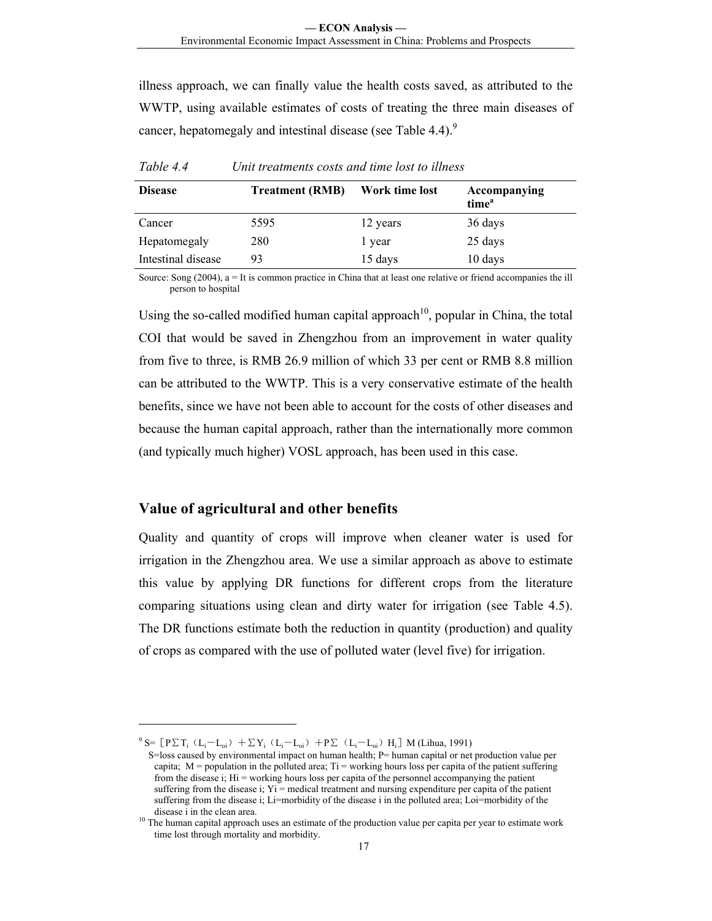illness approach, we can finally value the health costs saved, as attributed to the WWTP, using available estimates of costs of treating the three main diseases of cancer, hepatomegaly and intestinal disease (see Table 4.4).[9]

*Table 4.4 Unit treatments costs and time lost to illness*

| Disease | Treatment (RMB) | Work time lost | Accompanying time[a] |
|---|---|---|---|
| Cancer | 5595 | 12 years | 36 days |
| Hepatomegaly | 280 | 1 year | 25 days |
| Intestinal disease | 93 | 15 days | 10 days |

Source: Song (2004), a = It is common practice in China that at least one relative or friend accompanies the ill person to hospital

Using the so-called modified human capital approach[10], popular in China, the total COI that would be saved in Zhengzhou from an improvement in water quality from five to three, is RMB 26.9 million of which 33 per cent or RMB 8.8 million can be attributed to the WWTP. This is a very conservative estimate of the health benefits, since we have not been able to account for the costs of other diseases and because the human capital approach, rather than the internationally more common (and typically much higher) VOSL approach, has been used in this case.

## Value of agricultural and other benefits

Quality and quantity of crops will improve when cleaner water is used for irrigation in the Zhengzhou area. We use a similar approach as above to estimate this value by applying DR functions for different crops from the literature comparing situations using clean and dirty water for irrigation (see Table 4.5). The DR functions estimate both the reduction in quantity (production) and quality of crops as compared with the use of polluted water (level five) for irrigation.

---

[9] $S = [P\sum T_i (L_i - L_{oi}) + \sum Y_i (L_i - L_{oi}) + P\sum (L_i - L_{oi}) H_i] M$ (Lihua, 1991)

S=loss caused by environmental impact on human health; P= human capital or net production value per capita; M = population in the polluted area; Ti = working hours loss per capita of the patient suffering from the disease i; Hi = working hours loss per capita of the personnel accompanying the patient suffering from the disease i; Yi = medical treatment and nursing expenditure per capita of the patient suffering from the disease i; Li=morbidity of the disease i in the polluted area; Loi=morbidity of the disease i in the clean area.

[10] The human capital approach uses an estimate of the production value per capita per year to estimate work time lost through mortality and morbidity.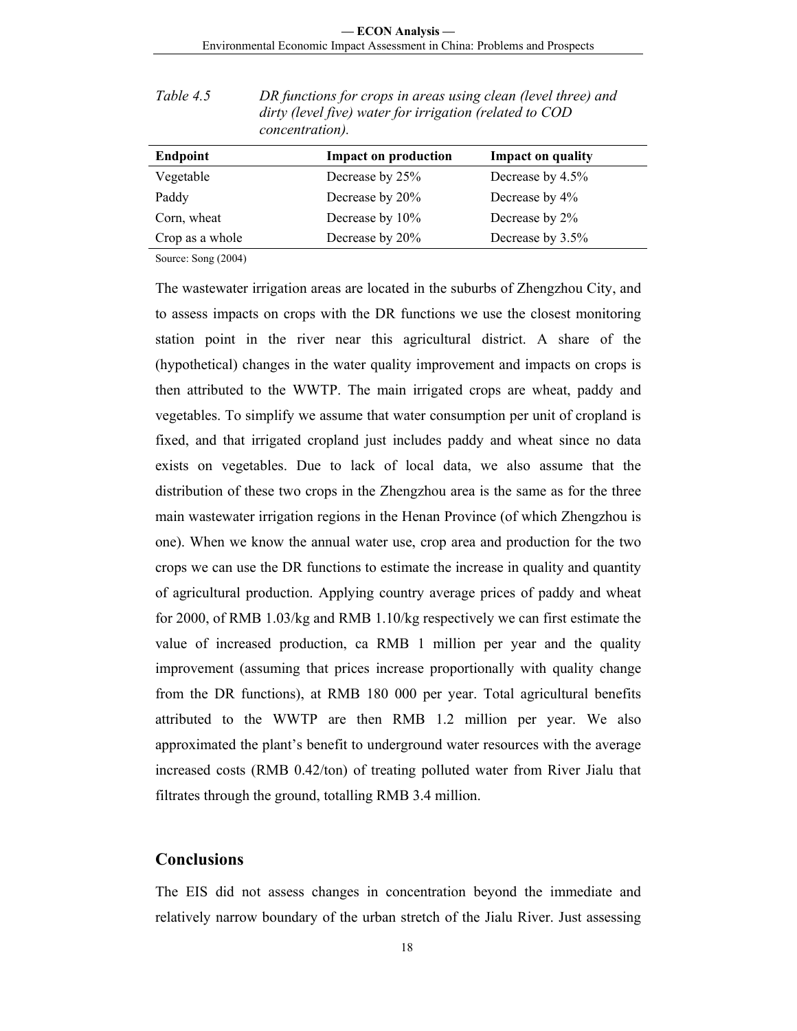*Table 4.5 DR functions for crops in areas using clean (level three) and dirty (level five) water for irrigation (related to COD concentration).*

| Endpoint | Impact on production | Impact on quality |
|---|---|---|
| Vegetable | Decrease by 25% | Decrease by 4.5% |
| Paddy | Decrease by 20% | Decrease by 4% |
| Corn, wheat | Decrease by 10% | Decrease by 2% |
| Crop as a whole | Decrease by 20% | Decrease by 3.5% |

Source: Song (2004)

The wastewater irrigation areas are located in the suburbs of Zhengzhou City, and to assess impacts on crops with the DR functions we use the closest monitoring station point in the river near this agricultural district. A share of the (hypothetical) changes in the water quality improvement and impacts on crops is then attributed to the WWTP. The main irrigated crops are wheat, paddy and vegetables. To simplify we assume that water consumption per unit of cropland is fixed, and that irrigated cropland just includes paddy and wheat since no data exists on vegetables. Due to lack of local data, we also assume that the distribution of these two crops in the Zhengzhou area is the same as for the three main wastewater irrigation regions in the Henan Province (of which Zhengzhou is one). When we know the annual water use, crop area and production for the two crops we can use the DR functions to estimate the increase in quality and quantity of agricultural production. Applying country average prices of paddy and wheat for 2000, of RMB 1.03/kg and RMB 1.10/kg respectively we can first estimate the value of increased production, ca RMB 1 million per year and the quality improvement (assuming that prices increase proportionally with quality change from the DR functions), at RMB 180 000 per year. Total agricultural benefits attributed to the WWTP are then RMB 1.2 million per year. We also approximated the plant's benefit to underground water resources with the average increased costs (RMB 0.42/ton) of treating polluted water from River Jialu that filtrates through the ground, totalling RMB 3.4 million.

## Conclusions

The EIS did not assess changes in concentration beyond the immediate and relatively narrow boundary of the urban stretch of the Jialu River. Just assessing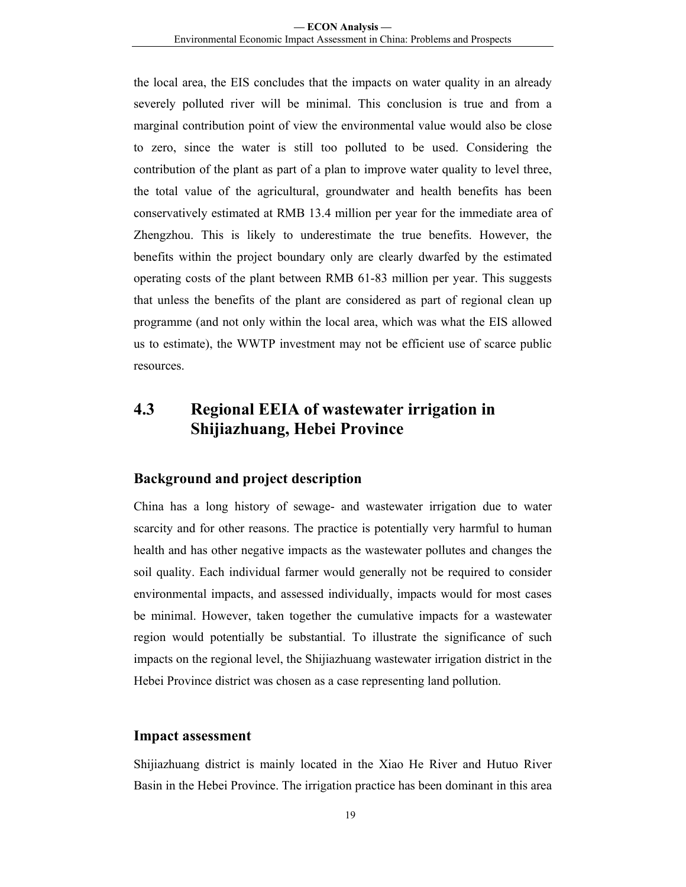the local area, the EIS concludes that the impacts on water quality in an already severely polluted river will be minimal. This conclusion is true and from a marginal contribution point of view the environmental value would also be close to zero, since the water is still too polluted to be used. Considering the contribution of the plant as part of a plan to improve water quality to level three, the total value of the agricultural, groundwater and health benefits has been conservatively estimated at RMB 13.4 million per year for the immediate area of Zhengzhou. This is likely to underestimate the true benefits. However, the benefits within the project boundary only are clearly dwarfed by the estimated operating costs of the plant between RMB 61-83 million per year. This suggests that unless the benefits of the plant are considered as part of regional clean up programme (and not only within the local area, which was what the EIS allowed us to estimate), the WWTP investment may not be efficient use of scarce public resources.

## 4.3 Regional EEIA of wastewater irrigation in Shijiazhuang, Hebei Province

### Background and project description

China has a long history of sewage- and wastewater irrigation due to water scarcity and for other reasons. The practice is potentially very harmful to human health and has other negative impacts as the wastewater pollutes and changes the soil quality. Each individual farmer would generally not be required to consider environmental impacts, and assessed individually, impacts would for most cases be minimal. However, taken together the cumulative impacts for a wastewater region would potentially be substantial. To illustrate the significance of such impacts on the regional level, the Shijiazhuang wastewater irrigation district in the Hebei Province district was chosen as a case representing land pollution.

### Impact assessment

Shijiazhuang district is mainly located in the Xiao He River and Hutuo River Basin in the Hebei Province. The irrigation practice has been dominant in this area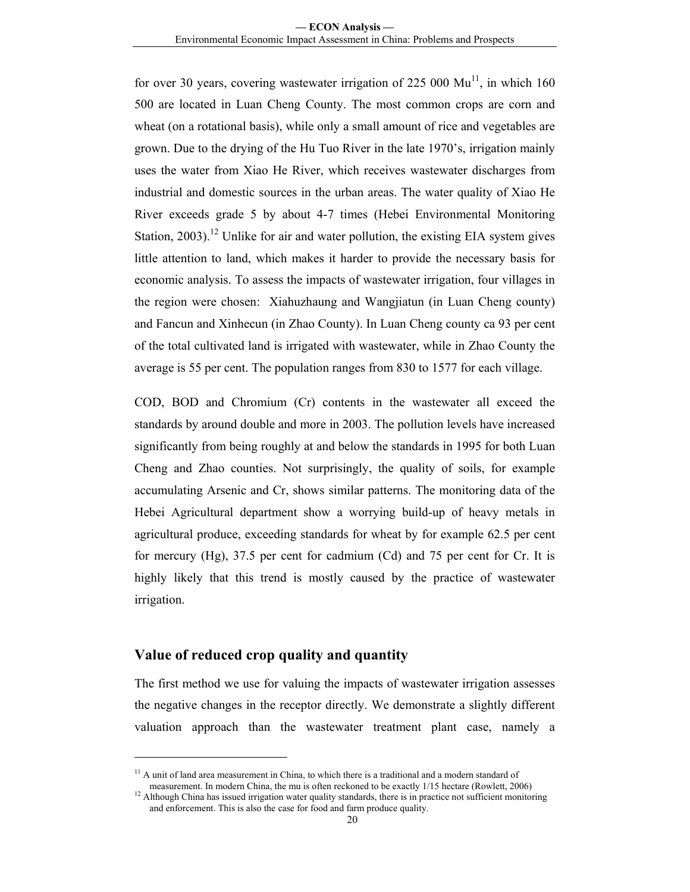for over 30 years, covering wastewater irrigation of 225 000 Mu[11], in which 160 500 are located in Luan Cheng County. The most common crops are corn and wheat (on a rotational basis), while only a small amount of rice and vegetables are grown. Due to the drying of the Hu Tuo River in the late 1970's, irrigation mainly uses the water from Xiao He River, which receives wastewater discharges from industrial and domestic sources in the urban areas. The water quality of Xiao He River exceeds grade 5 by about 4-7 times (Hebei Environmental Monitoring Station, 2003).[12] Unlike for air and water pollution, the existing EIA system gives little attention to land, which makes it harder to provide the necessary basis for economic analysis. To assess the impacts of wastewater irrigation, four villages in the region were chosen: Xiahuzhaung and Wangjiatun (in Luan Cheng county) and Fancun and Xinhecun (in Zhao County). In Luan Cheng county ca 93 per cent of the total cultivated land is irrigated with wastewater, while in Zhao County the average is 55 per cent. The population ranges from 830 to 1577 for each village.

COD, BOD and Chromium (Cr) contents in the wastewater all exceed the standards by around double and more in 2003. The pollution levels have increased significantly from being roughly at and below the standards in 1995 for both Luan Cheng and Zhao counties. Not surprisingly, the quality of soils, for example accumulating Arsenic and Cr, shows similar patterns. The monitoring data of the Hebei Agricultural department show a worrying build-up of heavy metals in agricultural produce, exceeding standards for wheat by for example 62.5 per cent for mercury (Hg), 37.5 per cent for cadmium (Cd) and 75 per cent for Cr. It is highly likely that this trend is mostly caused by the practice of wastewater irrigation.

## Value of reduced crop quality and quantity

The first method we use for valuing the impacts of wastewater irrigation assesses the negative changes in the receptor directly. We demonstrate a slightly different valuation approach than the wastewater treatment plant case, namely a

---

[11] A unit of land area measurement in China, to which there is a traditional and a modern standard of measurement. In modern China, the mu is often reckoned to be exactly 1/15 hectare (Rowlett, 2006)

[12] Although China has issued irrigation water quality standards, there is in practice not sufficient monitoring and enforcement. This is also the case for food and farm produce quality.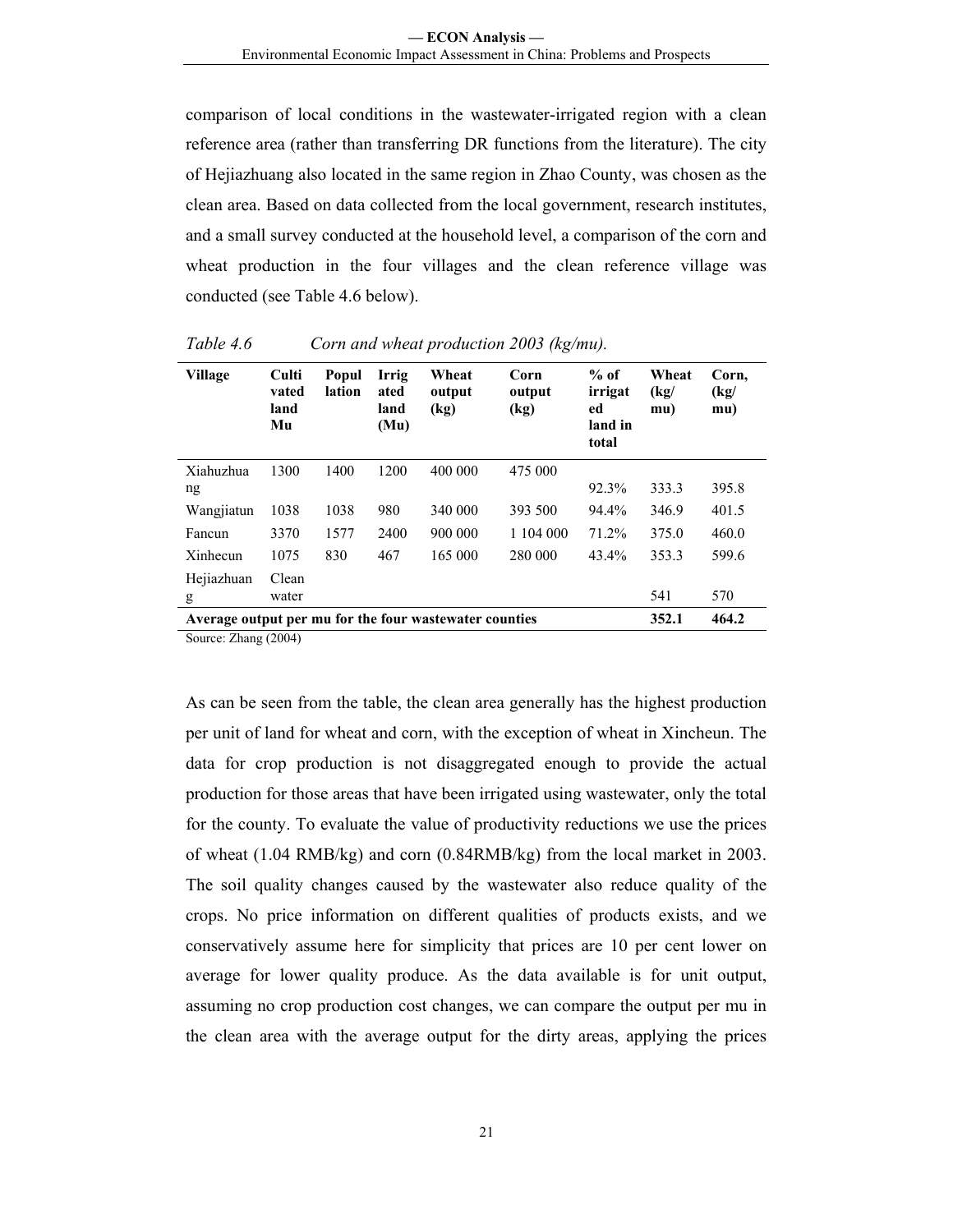comparison of local conditions in the wastewater-irrigated region with a clean reference area (rather than transferring DR functions from the literature). The city of Hejiazhuang also located in the same region in Zhao County, was chosen as the clean area. Based on data collected from the local government, research institutes, and a small survey conducted at the household level, a comparison of the corn and wheat production in the four villages and the clean reference village was conducted (see Table 4.6 below).

*Table 4.6 Corn and wheat production 2003 (kg/mu).*

| Village | Cultivated land Mu | Population | Irrigated land (Mu) | Wheat output (kg) | Corn output (kg) | % of irrigated land in total | Wheat (kg/mu) | Corn, (kg/mu) |
|---|---|---|---|---|---|---|---|---|
| Xiahuzhuang | 1300 | 1400 | 1200 | 400 000 | 475 000 | 92.3% | 333.3 | 395.8 |
| Wangjiatun | 1038 | 1038 | 980 | 340 000 | 393 500 | 94.4% | 346.9 | 401.5 |
| Fancun | 3370 | 1577 | 2400 | 900 000 | 1 104 000 | 71.2% | 375.0 | 460.0 |
| Xinhecun | 1075 | 830 | 467 | 165 000 | 280 000 | 43.4% | 353.3 | 599.6 |
| Hejiazhuang | Clean water | | | | | | 541 | 570 |
| **Average output per mu for the four wastewater counties** | | | | | | | **352.1** | **464.2** |

Source: Zhang (2004)

As can be seen from the table, the clean area generally has the highest production per unit of land for wheat and corn, with the exception of wheat in Xincheun. The data for crop production is not disaggregated enough to provide the actual production for those areas that have been irrigated using wastewater, only the total for the county. To evaluate the value of productivity reductions we use the prices of wheat (1.04 RMB/kg) and corn (0.84RMB/kg) from the local market in 2003. The soil quality changes caused by the wastewater also reduce quality of the crops. No price information on different qualities of products exists, and we conservatively assume here for simplicity that prices are 10 per cent lower on average for lower quality produce. As the data available is for unit output, assuming no crop production cost changes, we can compare the output per mu in the clean area with the average output for the dirty areas, applying the prices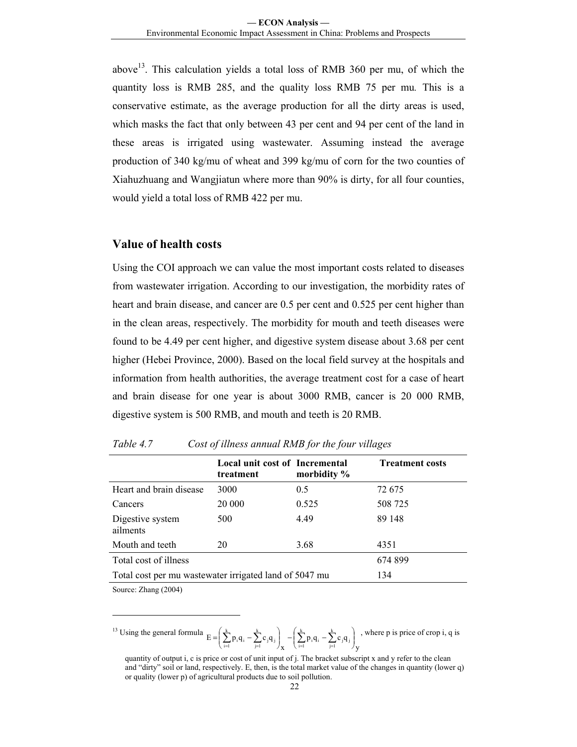above[13]. This calculation yields a total loss of RMB 360 per mu, of which the quantity loss is RMB 285, and the quality loss RMB 75 per mu. This is a conservative estimate, as the average production for all the dirty areas is used, which masks the fact that only between 43 per cent and 94 per cent of the land in these areas is irrigated using wastewater. Assuming instead the average production of 340 kg/mu of wheat and 399 kg/mu of corn for the two counties of Xiahuzhuang and Wangjiatun where more than 90% is dirty, for all four counties, would yield a total loss of RMB 422 per mu.

## Value of health costs

Using the COI approach we can value the most important costs related to diseases from wastewater irrigation. According to our investigation, the morbidity rates of heart and brain disease, and cancer are 0.5 per cent and 0.525 per cent higher than in the clean areas, respectively. The morbidity for mouth and teeth diseases were found to be 4.49 per cent higher, and digestive system disease about 3.68 per cent higher (Hebei Province, 2000). Based on the local field survey at the hospitals and information from health authorities, the average treatment cost for a case of heart and brain disease for one year is about 3000 RMB, cancer is 20 000 RMB, digestive system is 500 RMB, and mouth and teeth is 20 RMB.

*Table 4.7 Cost of illness annual RMB for the four villages*

| | Local unit cost of treatment | Incremental morbidity % | Treatment costs |
|---|---|---|---|
| Heart and brain disease | 3000 | 0.5 | 72 675 |
| Cancers | 20 000 | 0.525 | 508 725 |
| Digestive system ailments | 500 | 4.49 | 89 148 |
| Mouth and teeth | 20 | 3.68 | 4351 |
| Total cost of illness | | | 674 899 |
| Total cost per mu wastewater irrigated land of 5047 mu | | | 134 |

Source: Zhang (2004)

---

[13] Using the general formula $E = \left( \sum_{i=1}^{k} p_i q_i - \sum_{j=1}^{k} c_j q_j \right)_x - \left( \sum_{i=1}^{k} p_i q_i - \sum_{j=1}^{k} c_j q_j \right)_y$, where p is price of crop i, q is quantity of output i, c is price or cost of unit input of j. The bracket subscript x and y refer to the clean and "dirty" soil or land, respectively. E, then, is the total market value of the changes in quantity (lower q) or quality (lower p) of agricultural products due to soil pollution.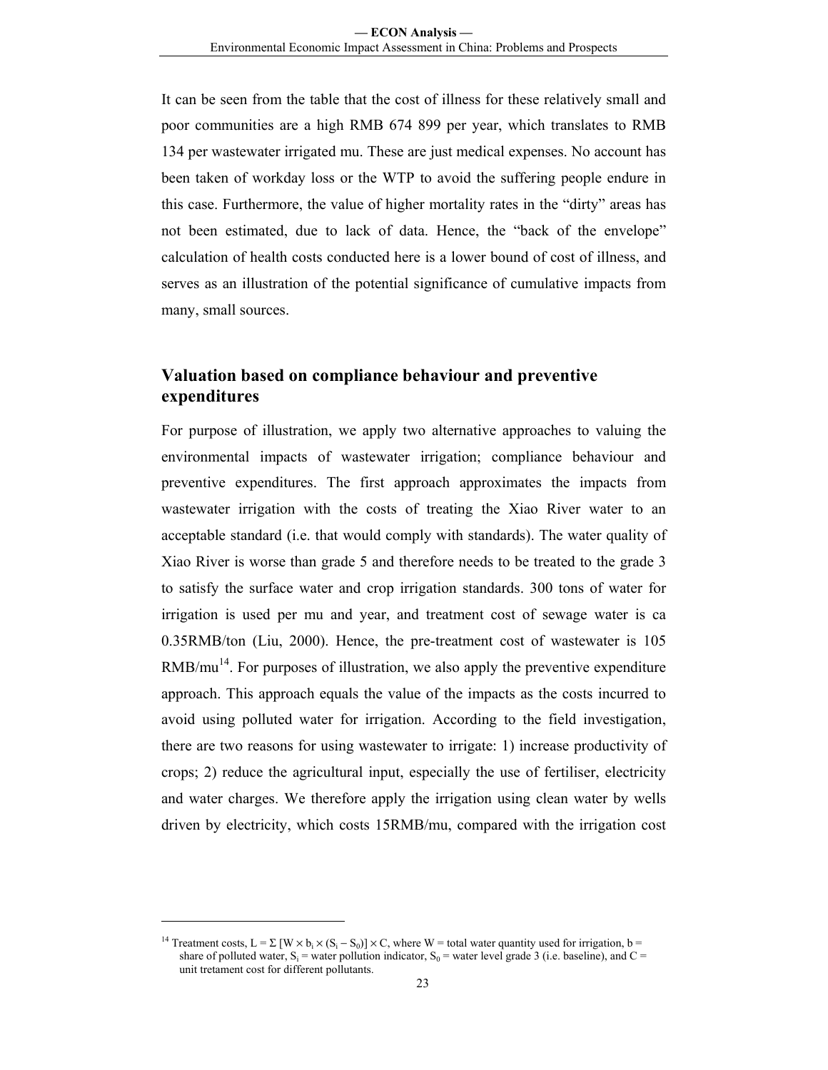It can be seen from the table that the cost of illness for these relatively small and poor communities are a high RMB 674 899 per year, which translates to RMB 134 per wastewater irrigated mu. These are just medical expenses. No account has been taken of workday loss or the WTP to avoid the suffering people endure in this case. Furthermore, the value of higher mortality rates in the "dirty" areas has not been estimated, due to lack of data. Hence, the "back of the envelope" calculation of health costs conducted here is a lower bound of cost of illness, and serves as an illustration of the potential significance of cumulative impacts from many, small sources.

## Valuation based on compliance behaviour and preventive expenditures

For purpose of illustration, we apply two alternative approaches to valuing the environmental impacts of wastewater irrigation; compliance behaviour and preventive expenditures. The first approach approximates the impacts from wastewater irrigation with the costs of treating the Xiao River water to an acceptable standard (i.e. that would comply with standards). The water quality of Xiao River is worse than grade 5 and therefore needs to be treated to the grade 3 to satisfy the surface water and crop irrigation standards. 300 tons of water for irrigation is used per mu and year, and treatment cost of sewage water is ca 0.35RMB/ton (Liu, 2000). Hence, the pre-treatment cost of wastewater is 105 RMB/mu[14]. For purposes of illustration, we also apply the preventive expenditure approach. This approach equals the value of the impacts as the costs incurred to avoid using polluted water for irrigation. According to the field investigation, there are two reasons for using wastewater to irrigate: 1) increase productivity of crops; 2) reduce the agricultural input, especially the use of fertiliser, electricity and water charges. We therefore apply the irrigation using clean water by wells driven by electricity, which costs 15RMB/mu, compared with the irrigation cost

---

[14] Treatment costs, $L = \Sigma\, [W \times b_i \times (S_i - S_0)] \times C$, where W = total water quantity used for irrigation, b = share of polluted water, $S_i$ = water pollution indicator, $S_0$ = water level grade 3 (i.e. baseline), and C = unit tretament cost for different pollutants.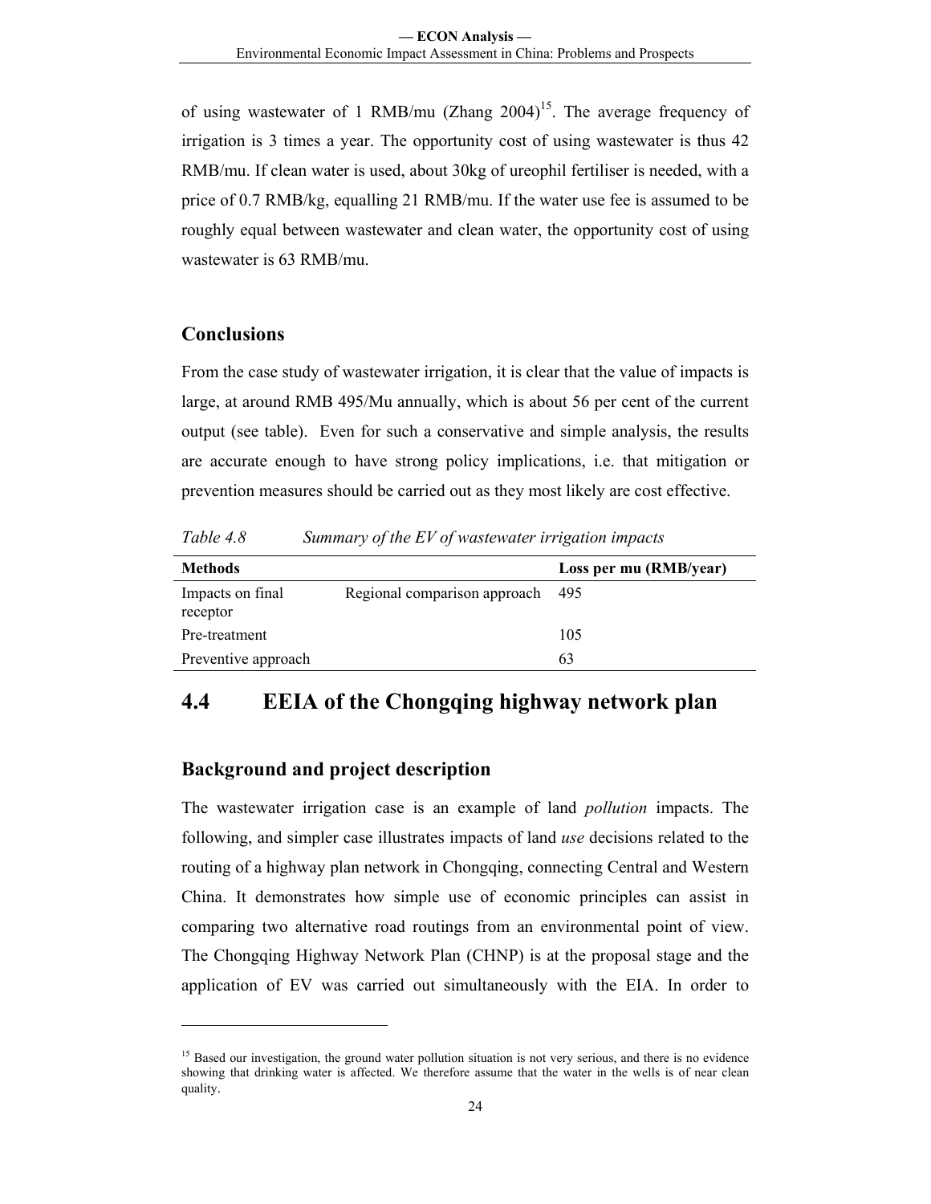of using wastewater of 1 RMB/mu (Zhang 2004)[15]. The average frequency of irrigation is 3 times a year. The opportunity cost of using wastewater is thus 42 RMB/mu. If clean water is used, about 30kg of ureophil fertiliser is needed, with a price of 0.7 RMB/kg, equalling 21 RMB/mu. If the water use fee is assumed to be roughly equal between wastewater and clean water, the opportunity cost of using wastewater is 63 RMB/mu.

### Conclusions

From the case study of wastewater irrigation, it is clear that the value of impacts is large, at around RMB 495/Mu annually, which is about 56 per cent of the current output (see table). Even for such a conservative and simple analysis, the results are accurate enough to have strong policy implications, i.e. that mitigation or prevention measures should be carried out as they most likely are cost effective.

*Table 4.8 Summary of the EV of wastewater irrigation impacts*

| Methods | | Loss per mu (RMB/year) |
|---|---|---|
| Impacts on final receptor | Regional comparison approach | 495 |
| Pre-treatment | | 105 |
| Preventive approach | | 63 |

## 4.4 EEIA of the Chongqing highway network plan

### Background and project description

The wastewater irrigation case is an example of land *pollution* impacts. The following, and simpler case illustrates impacts of land *use* decisions related to the routing of a highway plan network in Chongqing, connecting Central and Western China. It demonstrates how simple use of economic principles can assist in comparing two alternative road routings from an environmental point of view. The Chongqing Highway Network Plan (CHNP) is at the proposal stage and the application of EV was carried out simultaneously with the EIA. In order to

[15] Based our investigation, the ground water pollution situation is not very serious, and there is no evidence showing that drinking water is affected. We therefore assume that the water in the wells is of near clean quality.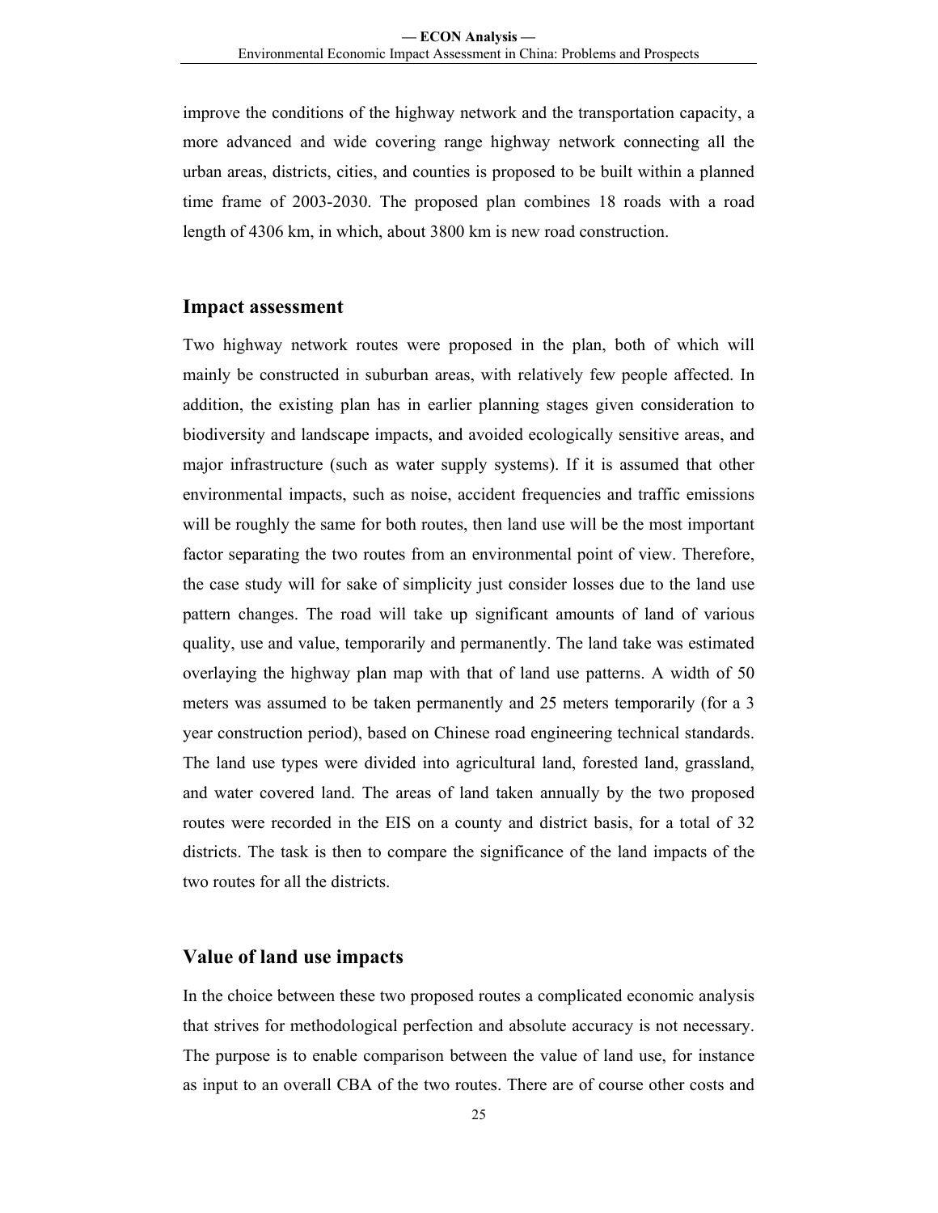improve the conditions of the highway network and the transportation capacity, a more advanced and wide covering range highway network connecting all the urban areas, districts, cities, and counties is proposed to be built within a planned time frame of 2003-2030. The proposed plan combines 18 roads with a road length of 4306 km, in which, about 3800 km is new road construction.

## Impact assessment

Two highway network routes were proposed in the plan, both of which will mainly be constructed in suburban areas, with relatively few people affected. In addition, the existing plan has in earlier planning stages given consideration to biodiversity and landscape impacts, and avoided ecologically sensitive areas, and major infrastructure (such as water supply systems). If it is assumed that other environmental impacts, such as noise, accident frequencies and traffic emissions will be roughly the same for both routes, then land use will be the most important factor separating the two routes from an environmental point of view. Therefore, the case study will for sake of simplicity just consider losses due to the land use pattern changes. The road will take up significant amounts of land of various quality, use and value, temporarily and permanently. The land take was estimated overlaying the highway plan map with that of land use patterns. A width of 50 meters was assumed to be taken permanently and 25 meters temporarily (for a 3 year construction period), based on Chinese road engineering technical standards. The land use types were divided into agricultural land, forested land, grassland, and water covered land. The areas of land taken annually by the two proposed routes were recorded in the EIS on a county and district basis, for a total of 32 districts. The task is then to compare the significance of the land impacts of the two routes for all the districts.

## Value of land use impacts

In the choice between these two proposed routes a complicated economic analysis that strives for methodological perfection and absolute accuracy is not necessary. The purpose is to enable comparison between the value of land use, for instance as input to an overall CBA of the two routes. There are of course other costs and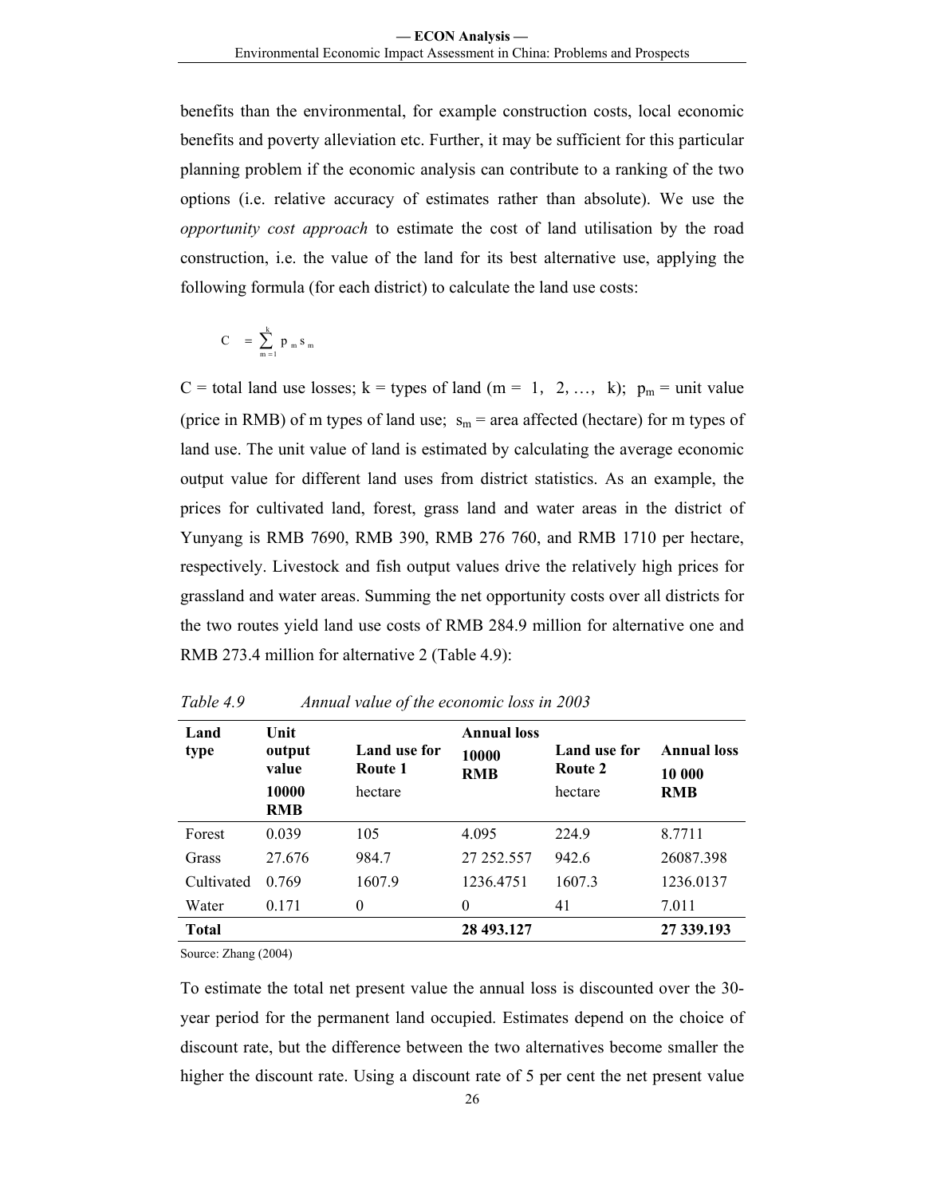benefits than the environmental, for example construction costs, local economic benefits and poverty alleviation etc. Further, it may be sufficient for this particular planning problem if the economic analysis can contribute to a ranking of the two options (i.e. relative accuracy of estimates rather than absolute). We use the *opportunity cost approach* to estimate the cost of land utilisation by the road construction, i.e. the value of the land for its best alternative use, applying the following formula (for each district) to calculate the land use costs:

$$C = \sum_{m=1}^{k} p_m s_m$$

C = total land use losses; k = types of land (m = 1, 2, …, k); $p_m$ = unit value (price in RMB) of m types of land use; $s_m$ = area affected (hectare) for m types of land use. The unit value of land is estimated by calculating the average economic output value for different land uses from district statistics. As an example, the prices for cultivated land, forest, grass land and water areas in the district of Yunyang is RMB 7690, RMB 390, RMB 276 760, and RMB 1710 per hectare, respectively. Livestock and fish output values drive the relatively high prices for grassland and water areas. Summing the net opportunity costs over all districts for the two routes yield land use costs of RMB 284.9 million for alternative one and RMB 273.4 million for alternative 2 (Table 4.9):

*Table 4.9 Annual value of the economic loss in 2003*

| Land type | Unit output value 10000 RMB | Land use for Route 1 hectare | Annual loss 10000 RMB | Land use for Route 2 hectare | Annual loss 10 000 RMB |
|---|---|---|---|---|---|
| Forest | 0.039 | 105 | 4.095 | 224.9 | 8.7711 |
| Grass | 27.676 | 984.7 | 27 252.557 | 942.6 | 26087.398 |
| Cultivated | 0.769 | 1607.9 | 1236.4751 | 1607.3 | 1236.0137 |
| Water | 0.171 | 0 | 0 | 41 | 7.011 |
| **Total** | | | **28 493.127** | | **27 339.193** |

Source: Zhang (2004)

To estimate the total net present value the annual loss is discounted over the 30-year period for the permanent land occupied. Estimates depend on the choice of discount rate, but the difference between the two alternatives become smaller the higher the discount rate. Using a discount rate of 5 per cent the net present value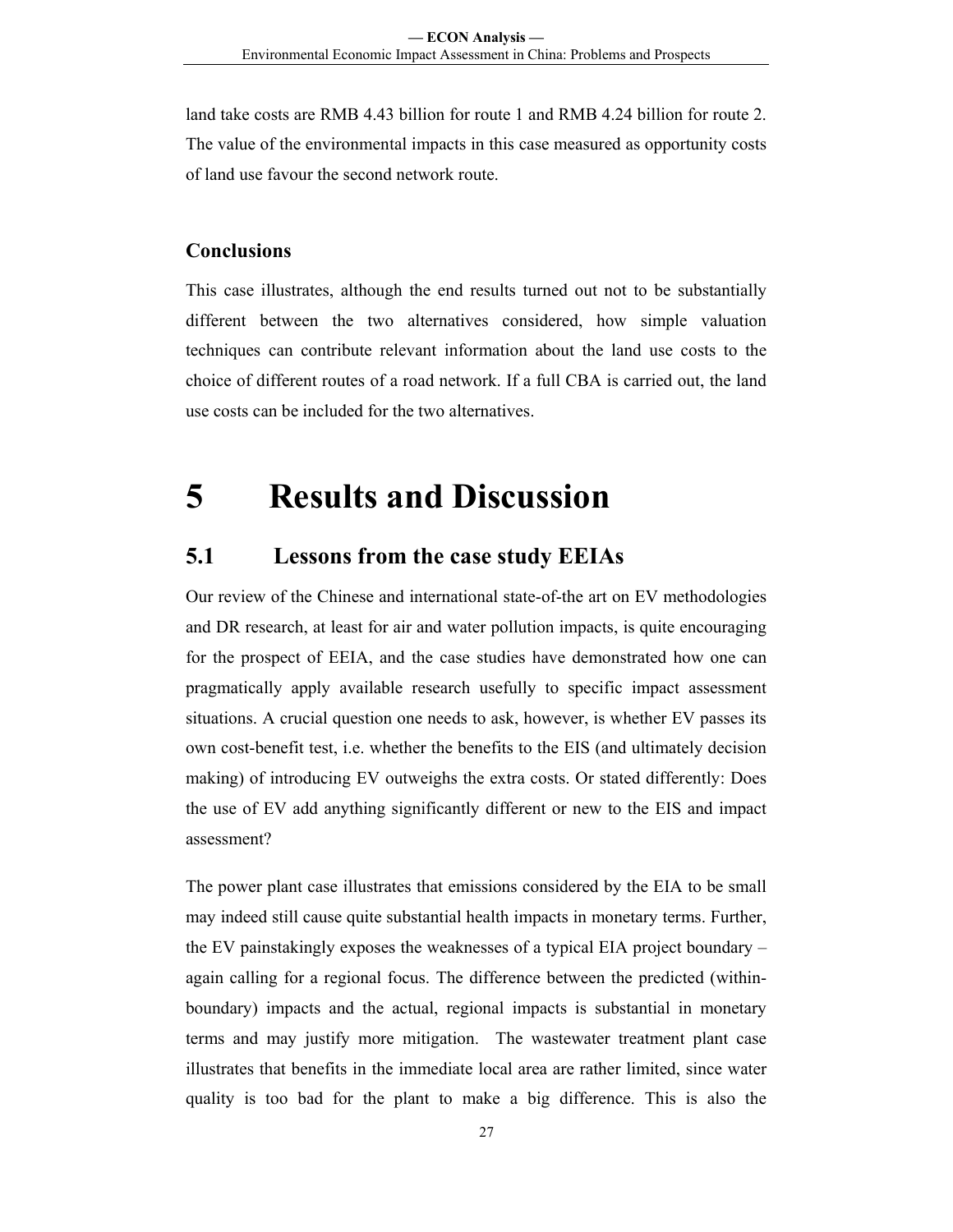land take costs are RMB 4.43 billion for route 1 and RMB 4.24 billion for route 2. The value of the environmental impacts in this case measured as opportunity costs of land use favour the second network route.

### Conclusions

This case illustrates, although the end results turned out not to be substantially different between the two alternatives considered, how simple valuation techniques can contribute relevant information about the land use costs to the choice of different routes of a road network. If a full CBA is carried out, the land use costs can be included for the two alternatives.

# 5 Results and Discussion

## 5.1 Lessons from the case study EEIAs

Our review of the Chinese and international state-of-the art on EV methodologies and DR research, at least for air and water pollution impacts, is quite encouraging for the prospect of EEIA, and the case studies have demonstrated how one can pragmatically apply available research usefully to specific impact assessment situations. A crucial question one needs to ask, however, is whether EV passes its own cost-benefit test, i.e. whether the benefits to the EIS (and ultimately decision making) of introducing EV outweighs the extra costs. Or stated differently: Does the use of EV add anything significantly different or new to the EIS and impact assessment?

The power plant case illustrates that emissions considered by the EIA to be small may indeed still cause quite substantial health impacts in monetary terms. Further, the EV painstakingly exposes the weaknesses of a typical EIA project boundary – again calling for a regional focus. The difference between the predicted (within-boundary) impacts and the actual, regional impacts is substantial in monetary terms and may justify more mitigation. The wastewater treatment plant case illustrates that benefits in the immediate local area are rather limited, since water quality is too bad for the plant to make a big difference. This is also the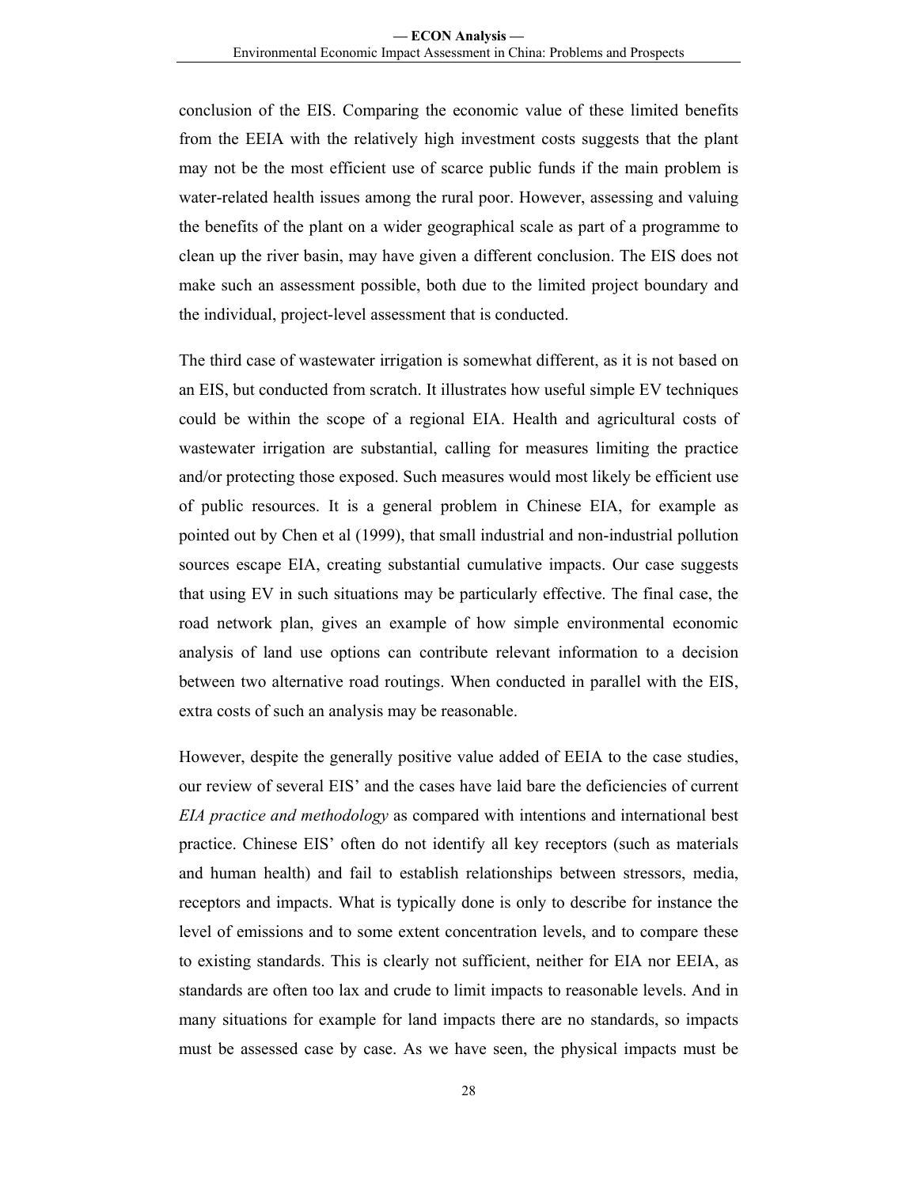conclusion of the EIS. Comparing the economic value of these limited benefits from the EEIA with the relatively high investment costs suggests that the plant may not be the most efficient use of scarce public funds if the main problem is water-related health issues among the rural poor. However, assessing and valuing the benefits of the plant on a wider geographical scale as part of a programme to clean up the river basin, may have given a different conclusion. The EIS does not make such an assessment possible, both due to the limited project boundary and the individual, project-level assessment that is conducted.

The third case of wastewater irrigation is somewhat different, as it is not based on an EIS, but conducted from scratch. It illustrates how useful simple EV techniques could be within the scope of a regional EIA. Health and agricultural costs of wastewater irrigation are substantial, calling for measures limiting the practice and/or protecting those exposed. Such measures would most likely be efficient use of public resources. It is a general problem in Chinese EIA, for example as pointed out by Chen et al (1999), that small industrial and non-industrial pollution sources escape EIA, creating substantial cumulative impacts. Our case suggests that using EV in such situations may be particularly effective. The final case, the road network plan, gives an example of how simple environmental economic analysis of land use options can contribute relevant information to a decision between two alternative road routings. When conducted in parallel with the EIS, extra costs of such an analysis may be reasonable.

However, despite the generally positive value added of EEIA to the case studies, our review of several EIS' and the cases have laid bare the deficiencies of current *EIA practice and methodology* as compared with intentions and international best practice. Chinese EIS' often do not identify all key receptors (such as materials and human health) and fail to establish relationships between stressors, media, receptors and impacts. What is typically done is only to describe for instance the level of emissions and to some extent concentration levels, and to compare these to existing standards. This is clearly not sufficient, neither for EIA nor EEIA, as standards are often too lax and crude to limit impacts to reasonable levels. And in many situations for example for land impacts there are no standards, so impacts must be assessed case by case. As we have seen, the physical impacts must be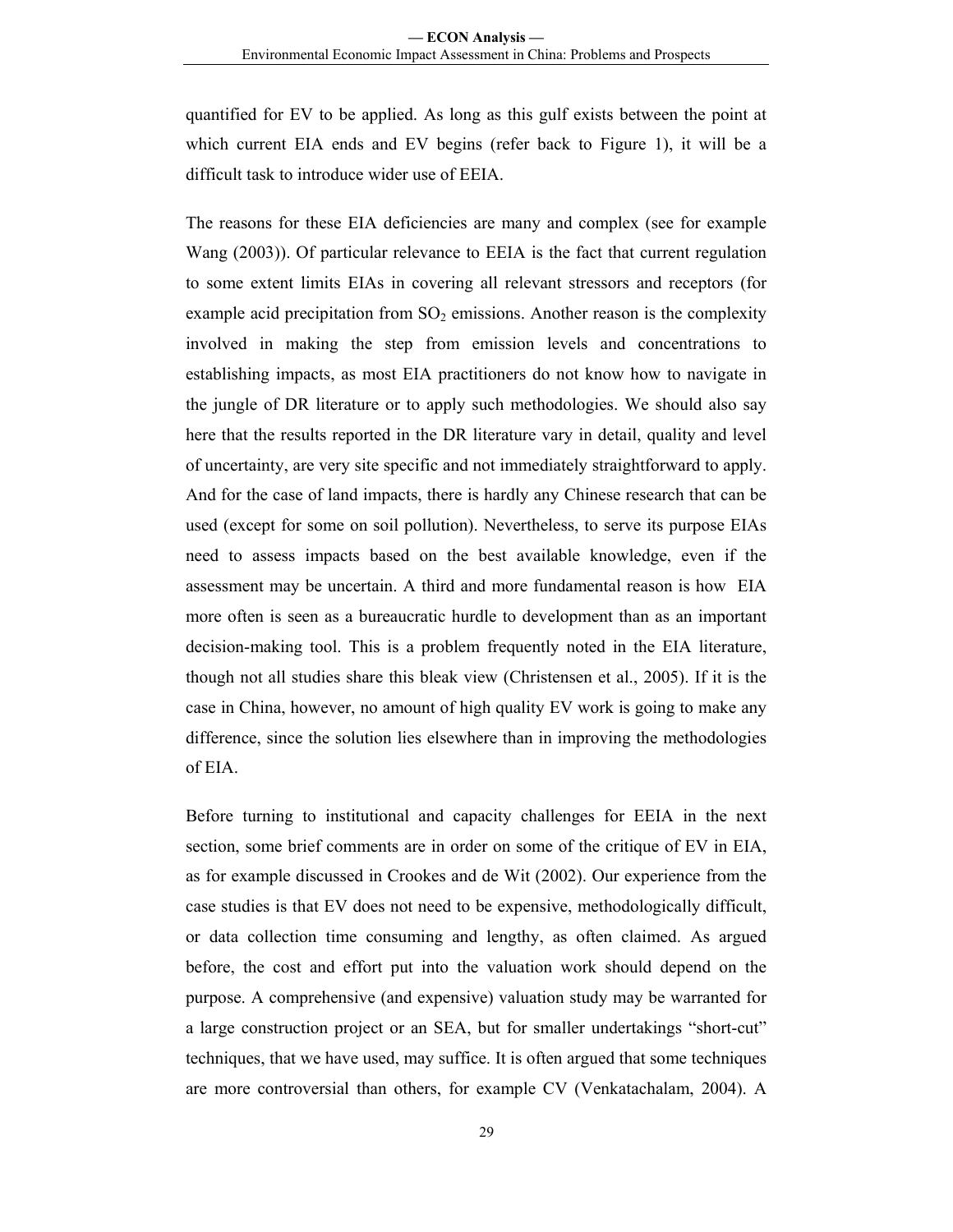quantified for EV to be applied. As long as this gulf exists between the point at which current EIA ends and EV begins (refer back to Figure 1), it will be a difficult task to introduce wider use of EEIA.

The reasons for these EIA deficiencies are many and complex (see for example Wang (2003)). Of particular relevance to EEIA is the fact that current regulation to some extent limits EIAs in covering all relevant stressors and receptors (for example acid precipitation from $SO_2$ emissions. Another reason is the complexity involved in making the step from emission levels and concentrations to establishing impacts, as most EIA practitioners do not know how to navigate in the jungle of DR literature or to apply such methodologies. We should also say here that the results reported in the DR literature vary in detail, quality and level of uncertainty, are very site specific and not immediately straightforward to apply. And for the case of land impacts, there is hardly any Chinese research that can be used (except for some on soil pollution). Nevertheless, to serve its purpose EIAs need to assess impacts based on the best available knowledge, even if the assessment may be uncertain. A third and more fundamental reason is how EIA more often is seen as a bureaucratic hurdle to development than as an important decision-making tool. This is a problem frequently noted in the EIA literature, though not all studies share this bleak view (Christensen et al., 2005). If it is the case in China, however, no amount of high quality EV work is going to make any difference, since the solution lies elsewhere than in improving the methodologies of EIA.

Before turning to institutional and capacity challenges for EEIA in the next section, some brief comments are in order on some of the critique of EV in EIA, as for example discussed in Crookes and de Wit (2002). Our experience from the case studies is that EV does not need to be expensive, methodologically difficult, or data collection time consuming and lengthy, as often claimed. As argued before, the cost and effort put into the valuation work should depend on the purpose. A comprehensive (and expensive) valuation study may be warranted for a large construction project or an SEA, but for smaller undertakings "short-cut" techniques, that we have used, may suffice. It is often argued that some techniques are more controversial than others, for example CV (Venkatachalam, 2004). A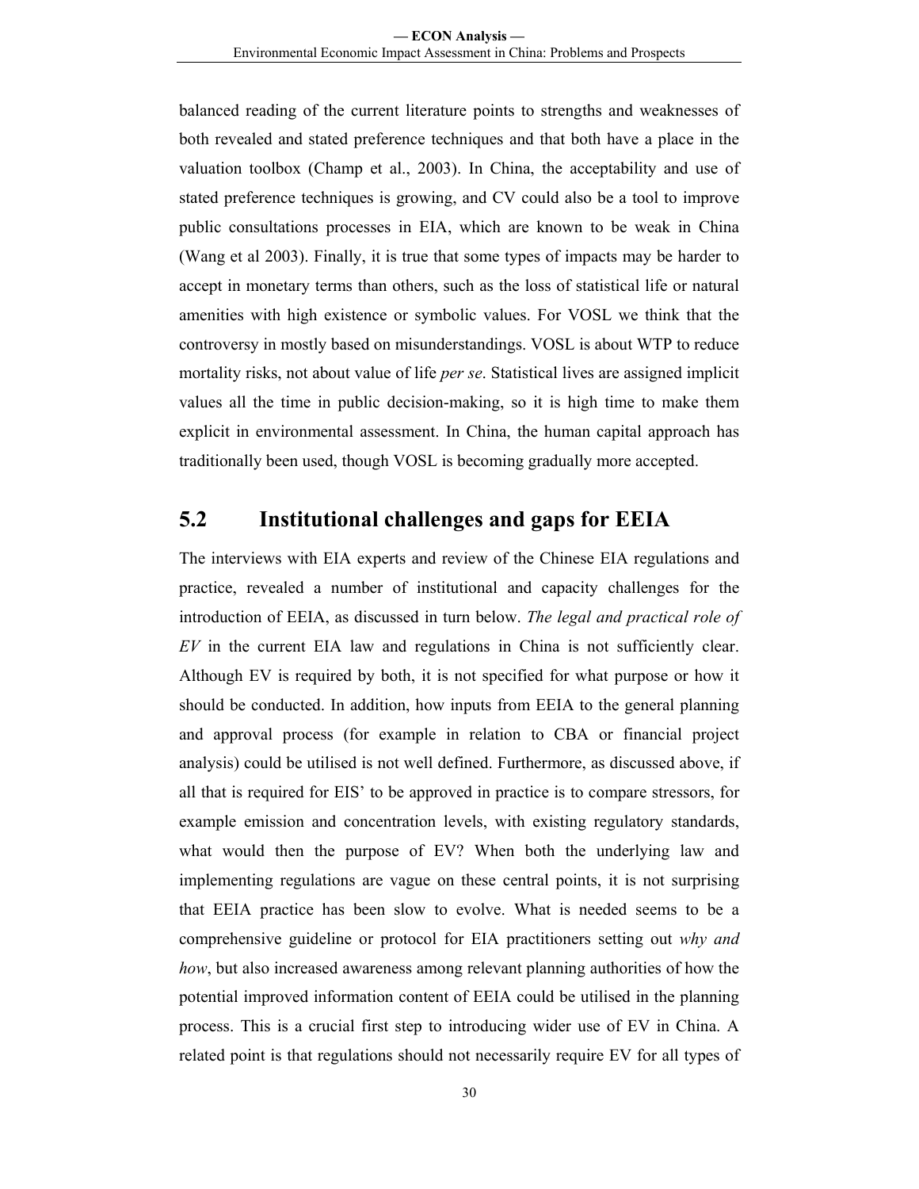balanced reading of the current literature points to strengths and weaknesses of both revealed and stated preference techniques and that both have a place in the valuation toolbox (Champ et al., 2003). In China, the acceptability and use of stated preference techniques is growing, and CV could also be a tool to improve public consultations processes in EIA, which are known to be weak in China (Wang et al 2003). Finally, it is true that some types of impacts may be harder to accept in monetary terms than others, such as the loss of statistical life or natural amenities with high existence or symbolic values. For VOSL we think that the controversy in mostly based on misunderstandings. VOSL is about WTP to reduce mortality risks, not about value of life *per se*. Statistical lives are assigned implicit values all the time in public decision-making, so it is high time to make them explicit in environmental assessment. In China, the human capital approach has traditionally been used, though VOSL is becoming gradually more accepted.

## 5.2 Institutional challenges and gaps for EEIA

The interviews with EIA experts and review of the Chinese EIA regulations and practice, revealed a number of institutional and capacity challenges for the introduction of EEIA, as discussed in turn below. *The legal and practical role of EV* in the current EIA law and regulations in China is not sufficiently clear. Although EV is required by both, it is not specified for what purpose or how it should be conducted. In addition, how inputs from EEIA to the general planning and approval process (for example in relation to CBA or financial project analysis) could be utilised is not well defined. Furthermore, as discussed above, if all that is required for EIS' to be approved in practice is to compare stressors, for example emission and concentration levels, with existing regulatory standards, what would then the purpose of EV? When both the underlying law and implementing regulations are vague on these central points, it is not surprising that EEIA practice has been slow to evolve. What is needed seems to be a comprehensive guideline or protocol for EIA practitioners setting out *why and how*, but also increased awareness among relevant planning authorities of how the potential improved information content of EEIA could be utilised in the planning process. This is a crucial first step to introducing wider use of EV in China. A related point is that regulations should not necessarily require EV for all types of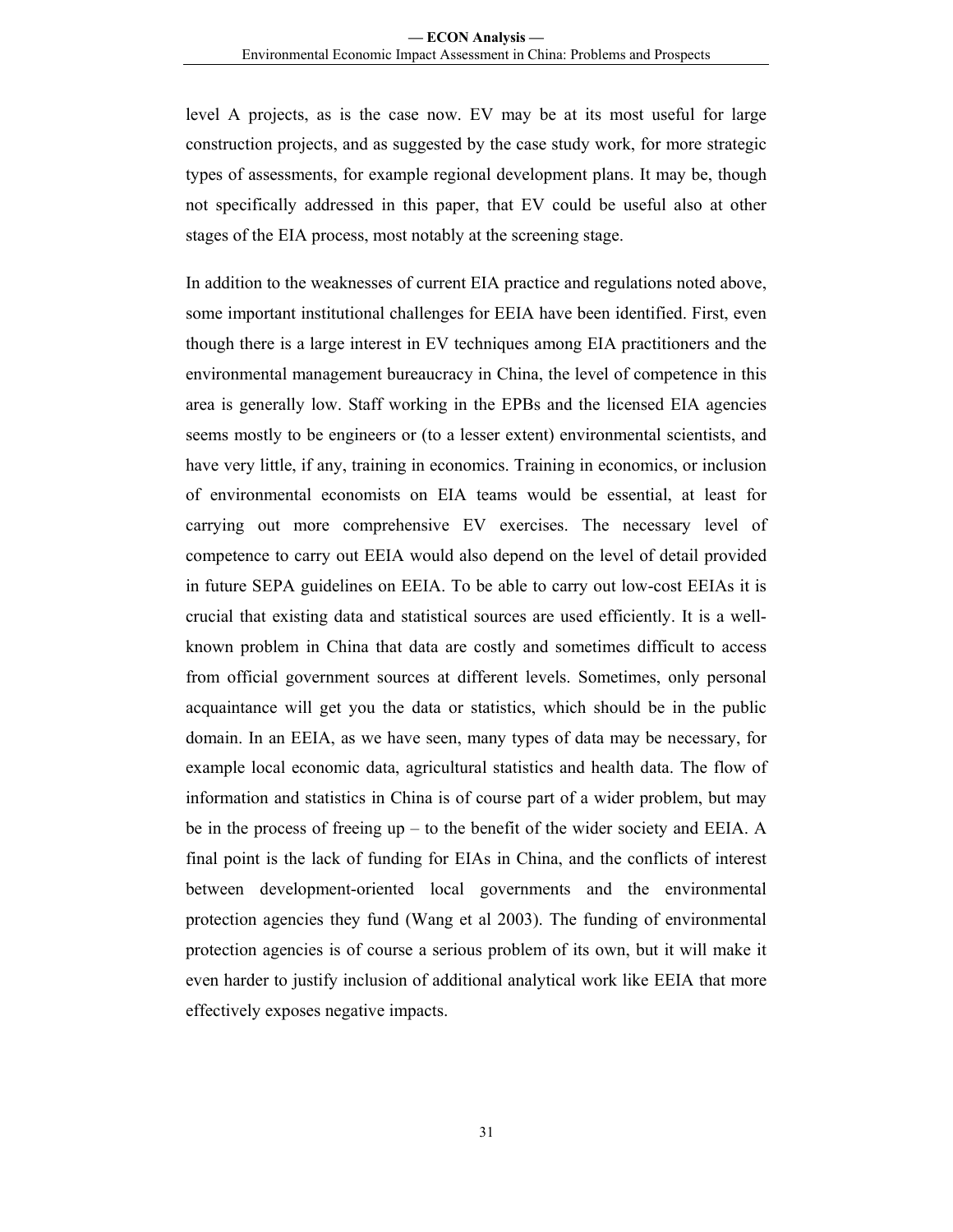level A projects, as is the case now. EV may be at its most useful for large construction projects, and as suggested by the case study work, for more strategic types of assessments, for example regional development plans. It may be, though not specifically addressed in this paper, that EV could be useful also at other stages of the EIA process, most notably at the screening stage.

In addition to the weaknesses of current EIA practice and regulations noted above, some important institutional challenges for EEIA have been identified. First, even though there is a large interest in EV techniques among EIA practitioners and the environmental management bureaucracy in China, the level of competence in this area is generally low. Staff working in the EPBs and the licensed EIA agencies seems mostly to be engineers or (to a lesser extent) environmental scientists, and have very little, if any, training in economics. Training in economics, or inclusion of environmental economists on EIA teams would be essential, at least for carrying out more comprehensive EV exercises. The necessary level of competence to carry out EEIA would also depend on the level of detail provided in future SEPA guidelines on EEIA. To be able to carry out low-cost EEIAs it is crucial that existing data and statistical sources are used efficiently. It is a well-known problem in China that data are costly and sometimes difficult to access from official government sources at different levels. Sometimes, only personal acquaintance will get you the data or statistics, which should be in the public domain. In an EEIA, as we have seen, many types of data may be necessary, for example local economic data, agricultural statistics and health data. The flow of information and statistics in China is of course part of a wider problem, but may be in the process of freeing up – to the benefit of the wider society and EEIA. A final point is the lack of funding for EIAs in China, and the conflicts of interest between development-oriented local governments and the environmental protection agencies they fund (Wang et al 2003). The funding of environmental protection agencies is of course a serious problem of its own, but it will make it even harder to justify inclusion of additional analytical work like EEIA that more effectively exposes negative impacts.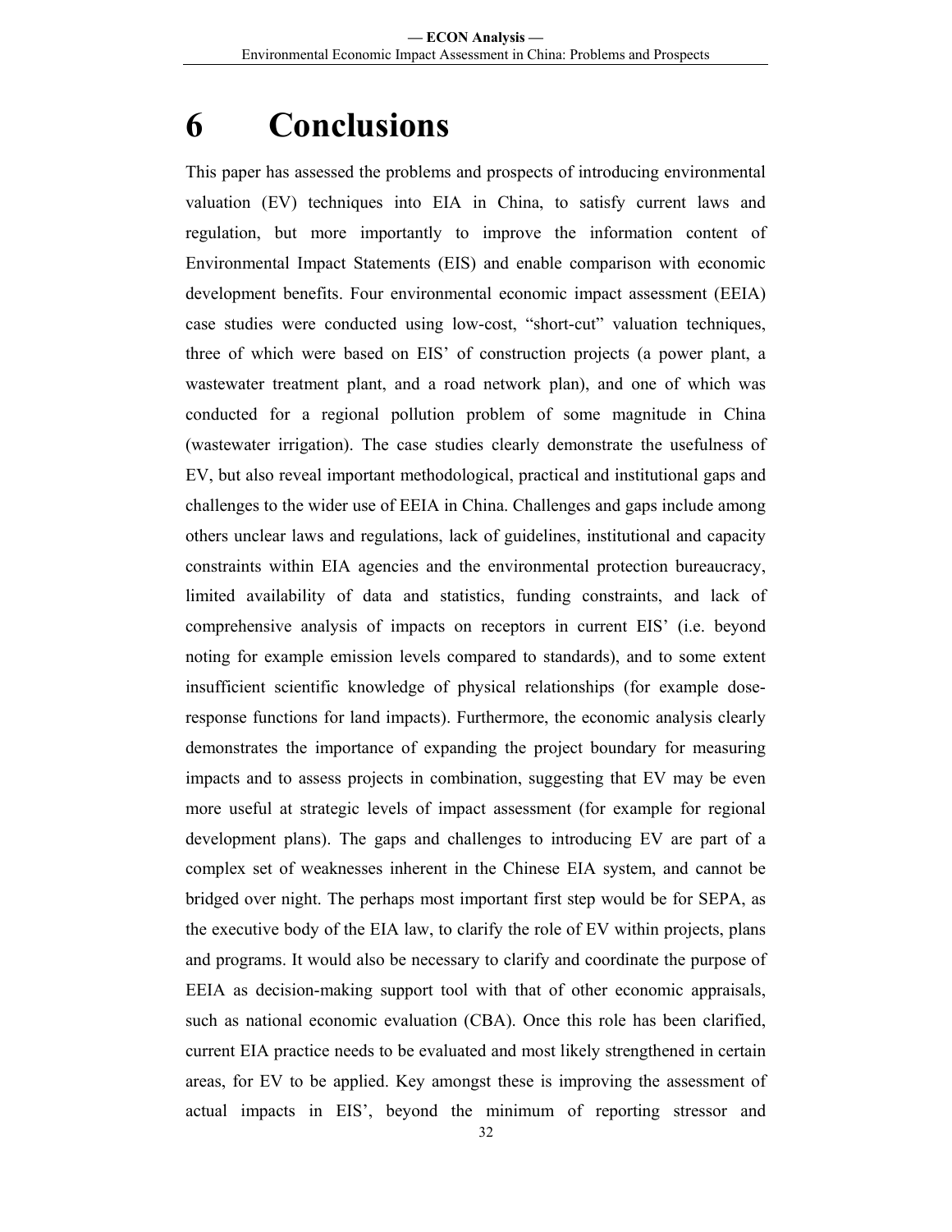# 6 Conclusions

This paper has assessed the problems and prospects of introducing environmental valuation (EV) techniques into EIA in China, to satisfy current laws and regulation, but more importantly to improve the information content of Environmental Impact Statements (EIS) and enable comparison with economic development benefits. Four environmental economic impact assessment (EEIA) case studies were conducted using low-cost, "short-cut" valuation techniques, three of which were based on EIS' of construction projects (a power plant, a wastewater treatment plant, and a road network plan), and one of which was conducted for a regional pollution problem of some magnitude in China (wastewater irrigation). The case studies clearly demonstrate the usefulness of EV, but also reveal important methodological, practical and institutional gaps and challenges to the wider use of EEIA in China. Challenges and gaps include among others unclear laws and regulations, lack of guidelines, institutional and capacity constraints within EIA agencies and the environmental protection bureaucracy, limited availability of data and statistics, funding constraints, and lack of comprehensive analysis of impacts on receptors in current EIS' (i.e. beyond noting for example emission levels compared to standards), and to some extent insufficient scientific knowledge of physical relationships (for example dose-response functions for land impacts). Furthermore, the economic analysis clearly demonstrates the importance of expanding the project boundary for measuring impacts and to assess projects in combination, suggesting that EV may be even more useful at strategic levels of impact assessment (for example for regional development plans). The gaps and challenges to introducing EV are part of a complex set of weaknesses inherent in the Chinese EIA system, and cannot be bridged over night. The perhaps most important first step would be for SEPA, as the executive body of the EIA law, to clarify the role of EV within projects, plans and programs. It would also be necessary to clarify and coordinate the purpose of EEIA as decision-making support tool with that of other economic appraisals, such as national economic evaluation (CBA). Once this role has been clarified, current EIA practice needs to be evaluated and most likely strengthened in certain areas, for EV to be applied. Key amongst these is improving the assessment of actual impacts in EIS', beyond the minimum of reporting stressor and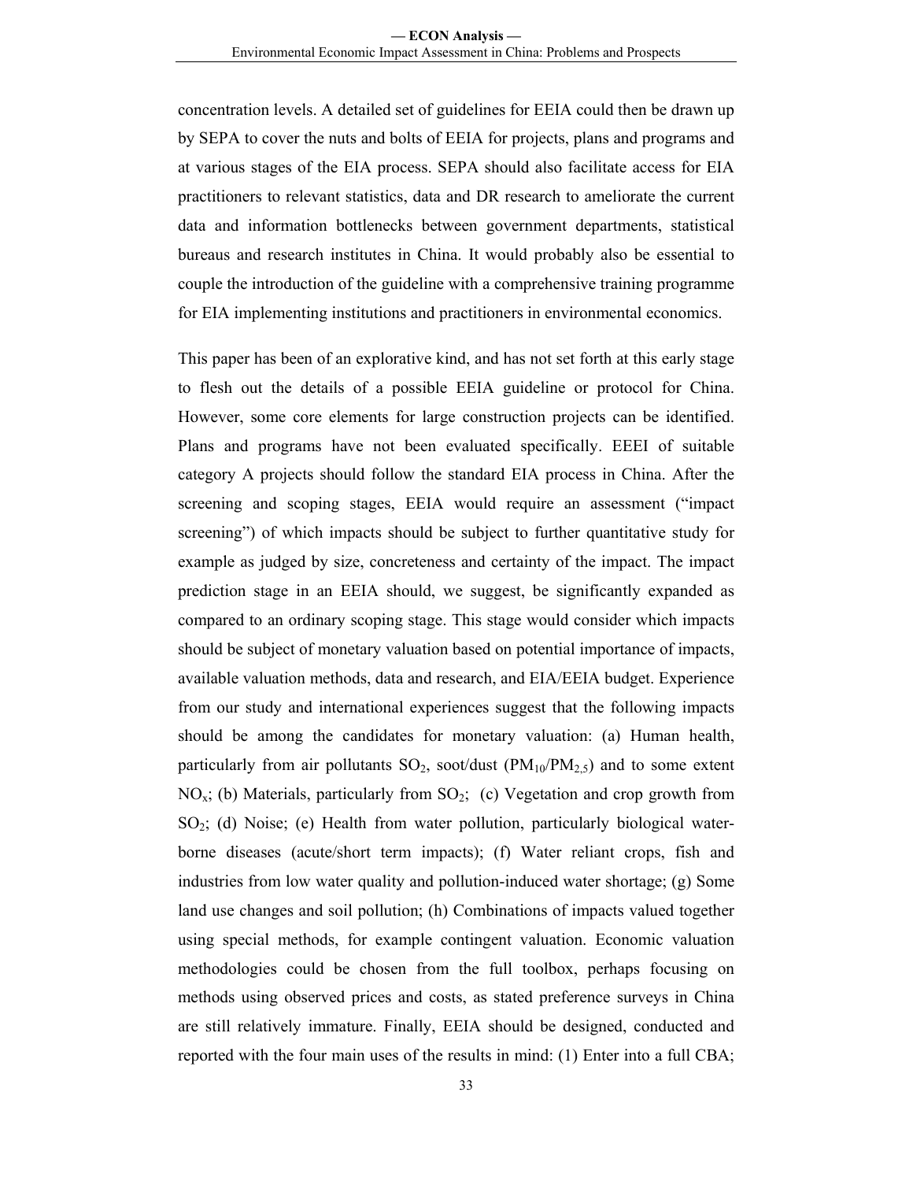concentration levels. A detailed set of guidelines for EEIA could then be drawn up by SEPA to cover the nuts and bolts of EEIA for projects, plans and programs and at various stages of the EIA process. SEPA should also facilitate access for EIA practitioners to relevant statistics, data and DR research to ameliorate the current data and information bottlenecks between government departments, statistical bureaus and research institutes in China. It would probably also be essential to couple the introduction of the guideline with a comprehensive training programme for EIA implementing institutions and practitioners in environmental economics.

This paper has been of an explorative kind, and has not set forth at this early stage to flesh out the details of a possible EEIA guideline or protocol for China. However, some core elements for large construction projects can be identified. Plans and programs have not been evaluated specifically. EEEI of suitable category A projects should follow the standard EIA process in China. After the screening and scoping stages, EEIA would require an assessment ("impact screening") of which impacts should be subject to further quantitative study for example as judged by size, concreteness and certainty of the impact. The impact prediction stage in an EEIA should, we suggest, be significantly expanded as compared to an ordinary scoping stage. This stage would consider which impacts should be subject of monetary valuation based on potential importance of impacts, available valuation methods, data and research, and EIA/EEIA budget. Experience from our study and international experiences suggest that the following impacts should be among the candidates for monetary valuation: (a) Human health, particularly from air pollutants $SO_2$, soot/dust ($PM_{10}$/$PM_{2,5}$) and to some extent $NO_x$; (b) Materials, particularly from $SO_2$; (c) Vegetation and crop growth from $SO_2$; (d) Noise; (e) Health from water pollution, particularly biological water-borne diseases (acute/short term impacts); (f) Water reliant crops, fish and industries from low water quality and pollution-induced water shortage; (g) Some land use changes and soil pollution; (h) Combinations of impacts valued together using special methods, for example contingent valuation. Economic valuation methodologies could be chosen from the full toolbox, perhaps focusing on methods using observed prices and costs, as stated preference surveys in China are still relatively immature. Finally, EEIA should be designed, conducted and reported with the four main uses of the results in mind: (1) Enter into a full CBA;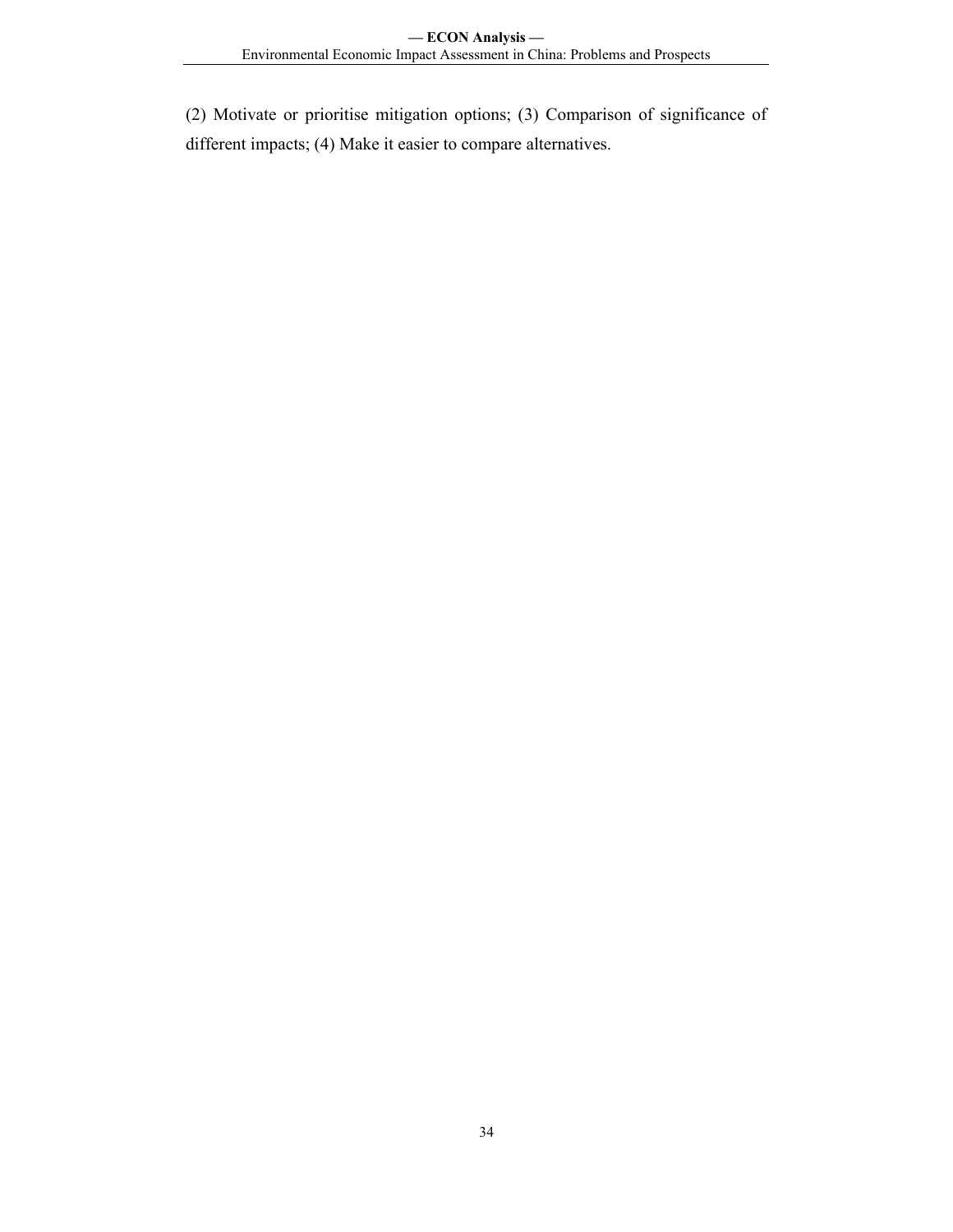(2) Motivate or prioritise mitigation options; (3) Comparison of significance of different impacts; (4) Make it easier to compare alternatives.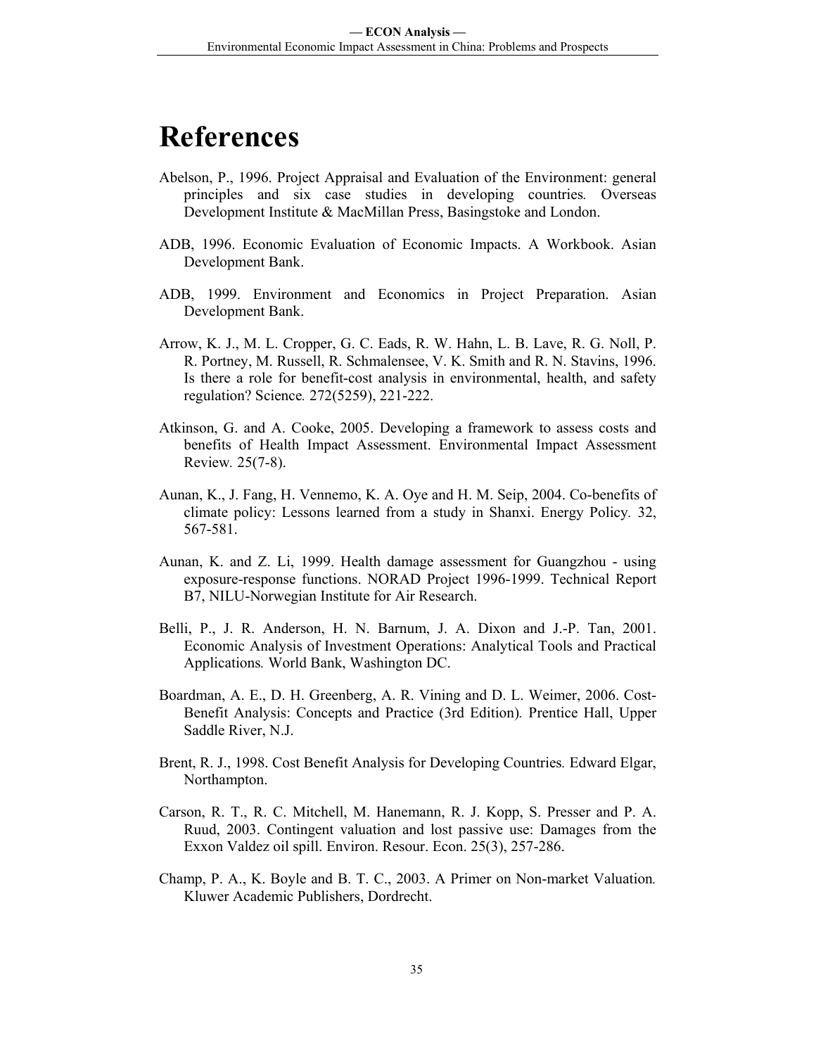# References

Abelson, P., 1996. Project Appraisal and Evaluation of the Environment: general principles and six case studies in developing countries*.* Overseas Development Institute & MacMillan Press, Basingstoke and London.

ADB, 1996. Economic Evaluation of Economic Impacts. A Workbook. Asian Development Bank.

ADB, 1999. Environment and Economics in Project Preparation. Asian Development Bank.

Arrow, K. J., M. L. Cropper, G. C. Eads, R. W. Hahn, L. B. Lave, R. G. Noll, P. R. Portney, M. Russell, R. Schmalensee, V. K. Smith and R. N. Stavins, 1996. Is there a role for benefit-cost analysis in environmental, health, and safety regulation? Science*.* 272(5259), 221-222.

Atkinson, G. and A. Cooke, 2005. Developing a framework to assess costs and benefits of Health Impact Assessment. Environmental Impact Assessment Review*.* 25(7-8).

Aunan, K., J. Fang, H. Vennemo, K. A. Oye and H. M. Seip, 2004. Co-benefits of climate policy: Lessons learned from a study in Shanxi. Energy Policy*.* 32, 567-581.

Aunan, K. and Z. Li, 1999. Health damage assessment for Guangzhou - using exposure-response functions. NORAD Project 1996-1999. Technical Report B7, NILU-Norwegian Institute for Air Research.

Belli, P., J. R. Anderson, H. N. Barnum, J. A. Dixon and J.-P. Tan, 2001. Economic Analysis of Investment Operations: Analytical Tools and Practical Applications*.* World Bank, Washington DC.

Boardman, A. E., D. H. Greenberg, A. R. Vining and D. L. Weimer, 2006. Cost-Benefit Analysis: Concepts and Practice (3rd Edition)*.* Prentice Hall, Upper Saddle River, N.J.

Brent, R. J., 1998. Cost Benefit Analysis for Developing Countries*.* Edward Elgar, Northampton.

Carson, R. T., R. C. Mitchell, M. Hanemann, R. J. Kopp, S. Presser and P. A. Ruud, 2003. Contingent valuation and lost passive use: Damages from the Exxon Valdez oil spill. Environ. Resour. Econ. 25(3), 257-286.

Champ, P. A., K. Boyle and B. T. C., 2003. A Primer on Non-market Valuation*.* Kluwer Academic Publishers, Dordrecht.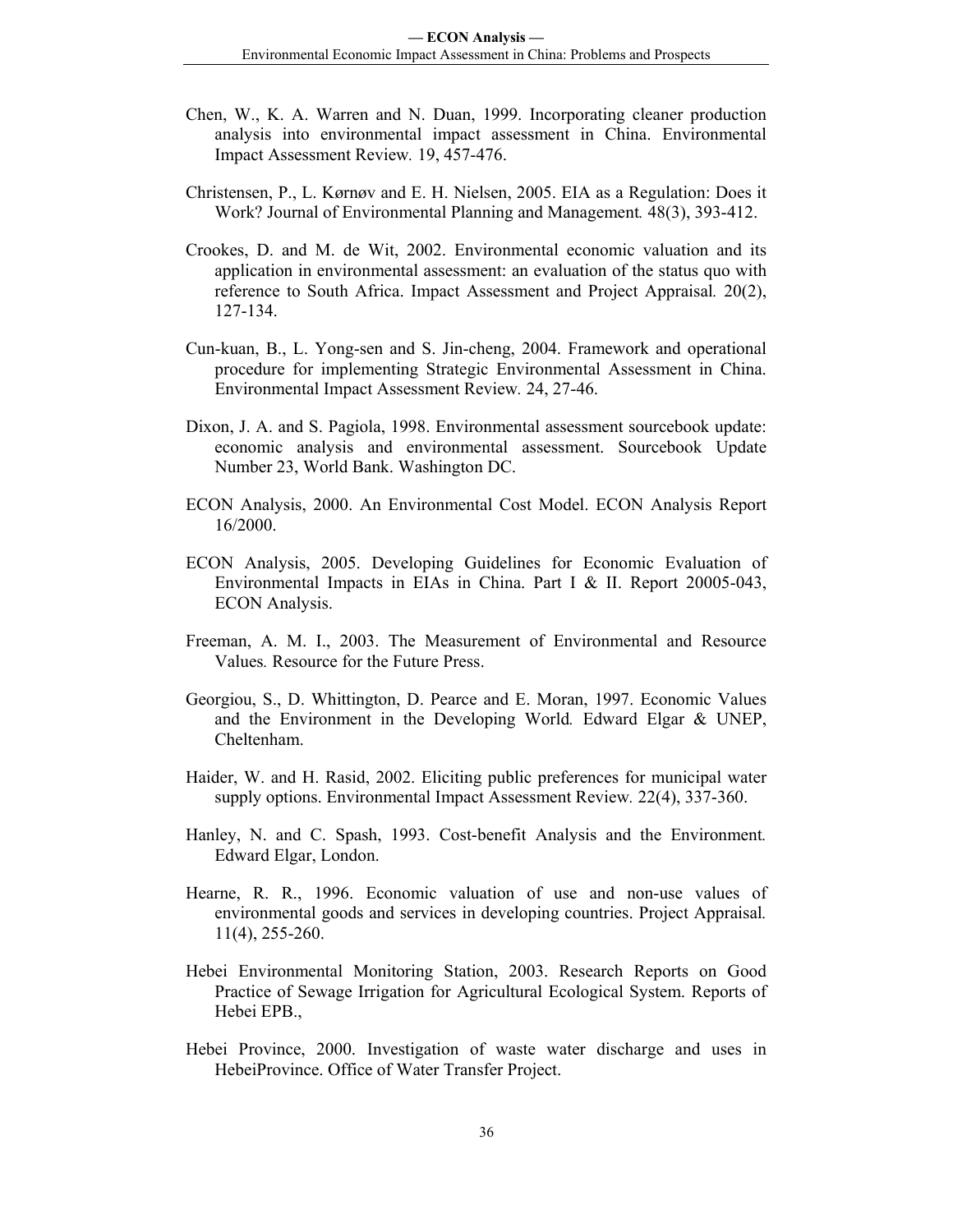Chen, W., K. A. Warren and N. Duan, 1999. Incorporating cleaner production analysis into environmental impact assessment in China. Environmental Impact Assessment Review*.* 19, 457-476.

Christensen, P., L. Kørnøv and E. H. Nielsen, 2005. EIA as a Regulation: Does it Work? Journal of Environmental Planning and Management*.* 48(3), 393-412.

Crookes, D. and M. de Wit, 2002. Environmental economic valuation and its application in environmental assessment: an evaluation of the status quo with reference to South Africa. Impact Assessment and Project Appraisal*.* 20(2), 127-134.

Cun-kuan, B., L. Yong-sen and S. Jin-cheng, 2004. Framework and operational procedure for implementing Strategic Environmental Assessment in China. Environmental Impact Assessment Review*.* 24, 27-46.

Dixon, J. A. and S. Pagiola, 1998. Environmental assessment sourcebook update: economic analysis and environmental assessment. Sourcebook Update Number 23, World Bank. Washington DC.

ECON Analysis, 2000. An Environmental Cost Model. ECON Analysis Report 16/2000.

ECON Analysis, 2005. Developing Guidelines for Economic Evaluation of Environmental Impacts in EIAs in China. Part I & II. Report 20005-043, ECON Analysis.

Freeman, A. M. I., 2003. The Measurement of Environmental and Resource Values*.* Resource for the Future Press.

Georgiou, S., D. Whittington, D. Pearce and E. Moran, 1997. Economic Values and the Environment in the Developing World*.* Edward Elgar & UNEP, Cheltenham.

Haider, W. and H. Rasid, 2002. Eliciting public preferences for municipal water supply options. Environmental Impact Assessment Review*.* 22(4), 337-360.

Hanley, N. and C. Spash, 1993. Cost-benefit Analysis and the Environment*.* Edward Elgar, London.

Hearne, R. R., 1996. Economic valuation of use and non-use values of environmental goods and services in developing countries. Project Appraisal*.* 11(4), 255-260.

Hebei Environmental Monitoring Station, 2003. Research Reports on Good Practice of Sewage Irrigation for Agricultural Ecological System. Reports of Hebei EPB.,

Hebei Province, 2000. Investigation of waste water discharge and uses in HebeiProvince. Office of Water Transfer Project.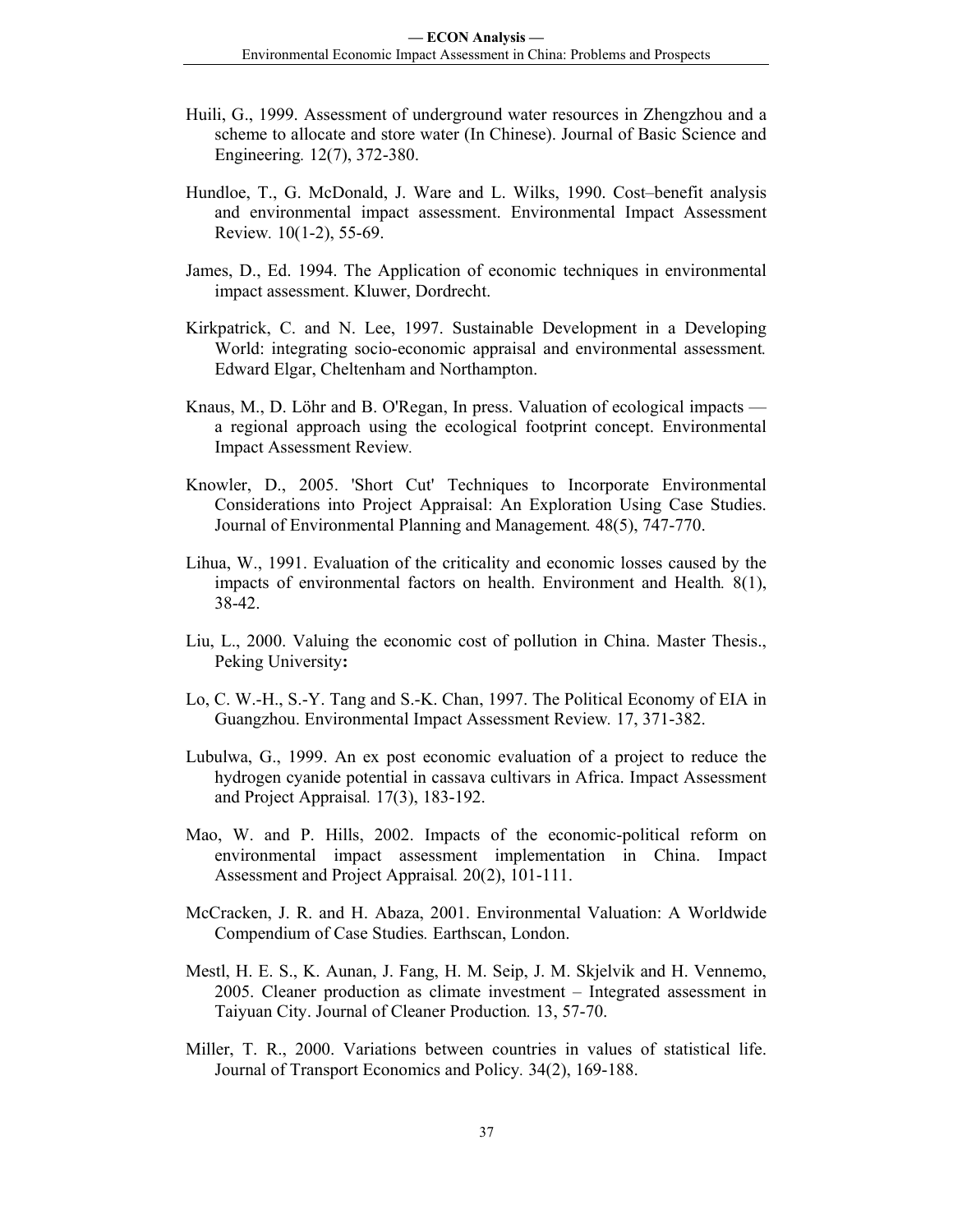Huili, G., 1999. Assessment of underground water resources in Zhengzhou and a scheme to allocate and store water (In Chinese). Journal of Basic Science and Engineering. 12(7), 372-380.

Hundloe, T., G. McDonald, J. Ware and L. Wilks, 1990. Cost–benefit analysis and environmental impact assessment. Environmental Impact Assessment Review. 10(1-2), 55-69.

James, D., Ed. 1994. The Application of economic techniques in environmental impact assessment. Kluwer, Dordrecht.

Kirkpatrick, C. and N. Lee, 1997. Sustainable Development in a Developing World: integrating socio-economic appraisal and environmental assessment. Edward Elgar, Cheltenham and Northampton.

Knaus, M., D. Löhr and B. O'Regan, In press. Valuation of ecological impacts — a regional approach using the ecological footprint concept. Environmental Impact Assessment Review.

Knowler, D., 2005. 'Short Cut' Techniques to Incorporate Environmental Considerations into Project Appraisal: An Exploration Using Case Studies. Journal of Environmental Planning and Management. 48(5), 747-770.

Lihua, W., 1991. Evaluation of the criticality and economic losses caused by the impacts of environmental factors on health. Environment and Health. 8(1), 38-42.

Liu, L., 2000. Valuing the economic cost of pollution in China. Master Thesis., Peking University**:**

Lo, C. W.-H., S.-Y. Tang and S.-K. Chan, 1997. The Political Economy of EIA in Guangzhou. Environmental Impact Assessment Review. 17, 371-382.

Lubulwa, G., 1999. An ex post economic evaluation of a project to reduce the hydrogen cyanide potential in cassava cultivars in Africa. Impact Assessment and Project Appraisal. 17(3), 183-192.

Mao, W. and P. Hills, 2002. Impacts of the economic-political reform on environmental impact assessment implementation in China. Impact Assessment and Project Appraisal. 20(2), 101-111.

McCracken, J. R. and H. Abaza, 2001. Environmental Valuation: A Worldwide Compendium of Case Studies. Earthscan, London.

Mestl, H. E. S., K. Aunan, J. Fang, H. M. Seip, J. M. Skjelvik and H. Vennemo, 2005. Cleaner production as climate investment – Integrated assessment in Taiyuan City. Journal of Cleaner Production. 13, 57-70.

Miller, T. R., 2000. Variations between countries in values of statistical life. Journal of Transport Economics and Policy. 34(2), 169-188.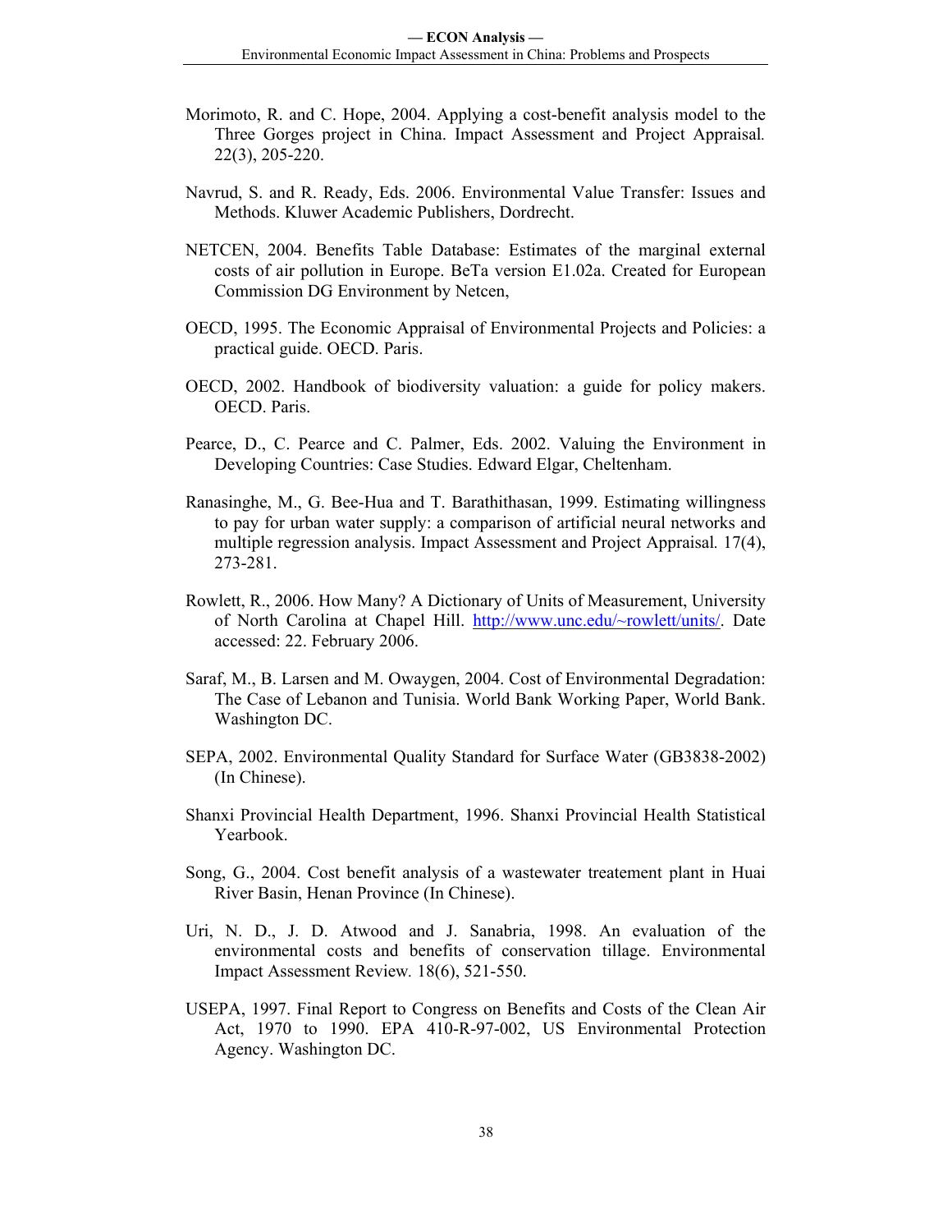Morimoto, R. and C. Hope, 2004. Applying a cost-benefit analysis model to the Three Gorges project in China. *Impact Assessment and Project Appraisal.* 22(3), 205-220.

Navrud, S. and R. Ready, Eds. 2006. Environmental Value Transfer: Issues and Methods. Kluwer Academic Publishers, Dordrecht.

NETCEN, 2004. Benefits Table Database: Estimates of the marginal external costs of air pollution in Europe. BeTa version E1.02a. Created for European Commission DG Environment by Netcen,

OECD, 1995. The Economic Appraisal of Environmental Projects and Policies: a practical guide. OECD. Paris.

OECD, 2002. Handbook of biodiversity valuation: a guide for policy makers. OECD. Paris.

Pearce, D., C. Pearce and C. Palmer, Eds. 2002. Valuing the Environment in Developing Countries: Case Studies. Edward Elgar, Cheltenham.

Ranasinghe, M., G. Bee-Hua and T. Barathithasan, 1999. Estimating willingness to pay for urban water supply: a comparison of artificial neural networks and multiple regression analysis. *Impact Assessment and Project Appraisal.* 17(4), 273-281.

Rowlett, R., 2006. How Many? A Dictionary of Units of Measurement, University of North Carolina at Chapel Hill. http://www.unc.edu/~rowlett/units/. Date accessed: 22. February 2006.

Saraf, M., B. Larsen and M. Owaygen, 2004. Cost of Environmental Degradation: The Case of Lebanon and Tunisia. World Bank Working Paper, World Bank. Washington DC.

SEPA, 2002. Environmental Quality Standard for Surface Water (GB3838-2002) (In Chinese).

Shanxi Provincial Health Department, 1996. Shanxi Provincial Health Statistical Yearbook.

Song, G., 2004. Cost benefit analysis of a wastewater treatement plant in Huai River Basin, Henan Province (In Chinese).

Uri, N. D., J. D. Atwood and J. Sanabria, 1998. An evaluation of the environmental costs and benefits of conservation tillage. *Environmental Impact Assessment Review.* 18(6), 521-550.

USEPA, 1997. Final Report to Congress on Benefits and Costs of the Clean Air Act, 1970 to 1990. EPA 410-R-97-002, US Environmental Protection Agency. Washington DC.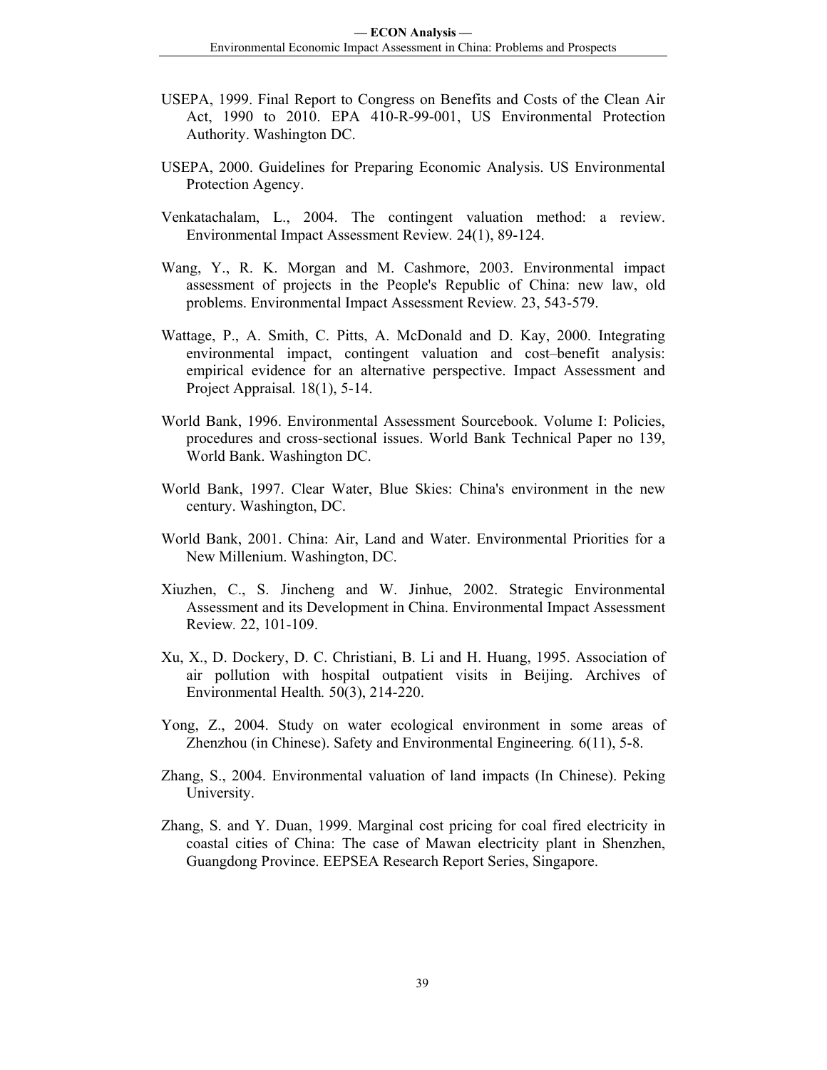USEPA, 1999. Final Report to Congress on Benefits and Costs of the Clean Air Act, 1990 to 2010. EPA 410-R-99-001, US Environmental Protection Authority. Washington DC.

USEPA, 2000. Guidelines for Preparing Economic Analysis. US Environmental Protection Agency.

Venkatachalam, L., 2004. The contingent valuation method: a review. Environmental Impact Assessment Review*.* 24(1), 89-124.

Wang, Y., R. K. Morgan and M. Cashmore, 2003. Environmental impact assessment of projects in the People's Republic of China: new law, old problems. Environmental Impact Assessment Review*.* 23, 543-579.

Wattage, P., A. Smith, C. Pitts, A. McDonald and D. Kay, 2000. Integrating environmental impact, contingent valuation and cost–benefit analysis: empirical evidence for an alternative perspective. Impact Assessment and Project Appraisal*.* 18(1), 5-14.

World Bank, 1996. Environmental Assessment Sourcebook. Volume I: Policies, procedures and cross-sectional issues. World Bank Technical Paper no 139, World Bank. Washington DC.

World Bank, 1997. Clear Water, Blue Skies: China's environment in the new century. Washington, DC.

World Bank, 2001. China: Air, Land and Water. Environmental Priorities for a New Millenium. Washington, DC.

Xiuzhen, C., S. Jincheng and W. Jinhue, 2002. Strategic Environmental Assessment and its Development in China. Environmental Impact Assessment Review*.* 22, 101-109.

Xu, X., D. Dockery, D. C. Christiani, B. Li and H. Huang, 1995. Association of air pollution with hospital outpatient visits in Beijing. Archives of Environmental Health*.* 50(3), 214-220.

Yong, Z., 2004. Study on water ecological environment in some areas of Zhenzhou (in Chinese). Safety and Environmental Engineering*.* 6(11), 5-8.

Zhang, S., 2004. Environmental valuation of land impacts (In Chinese). Peking University.

Zhang, S. and Y. Duan, 1999. Marginal cost pricing for coal fired electricity in coastal cities of China: The case of Mawan electricity plant in Shenzhen, Guangdong Province. EEPSEA Research Report Series, Singapore.